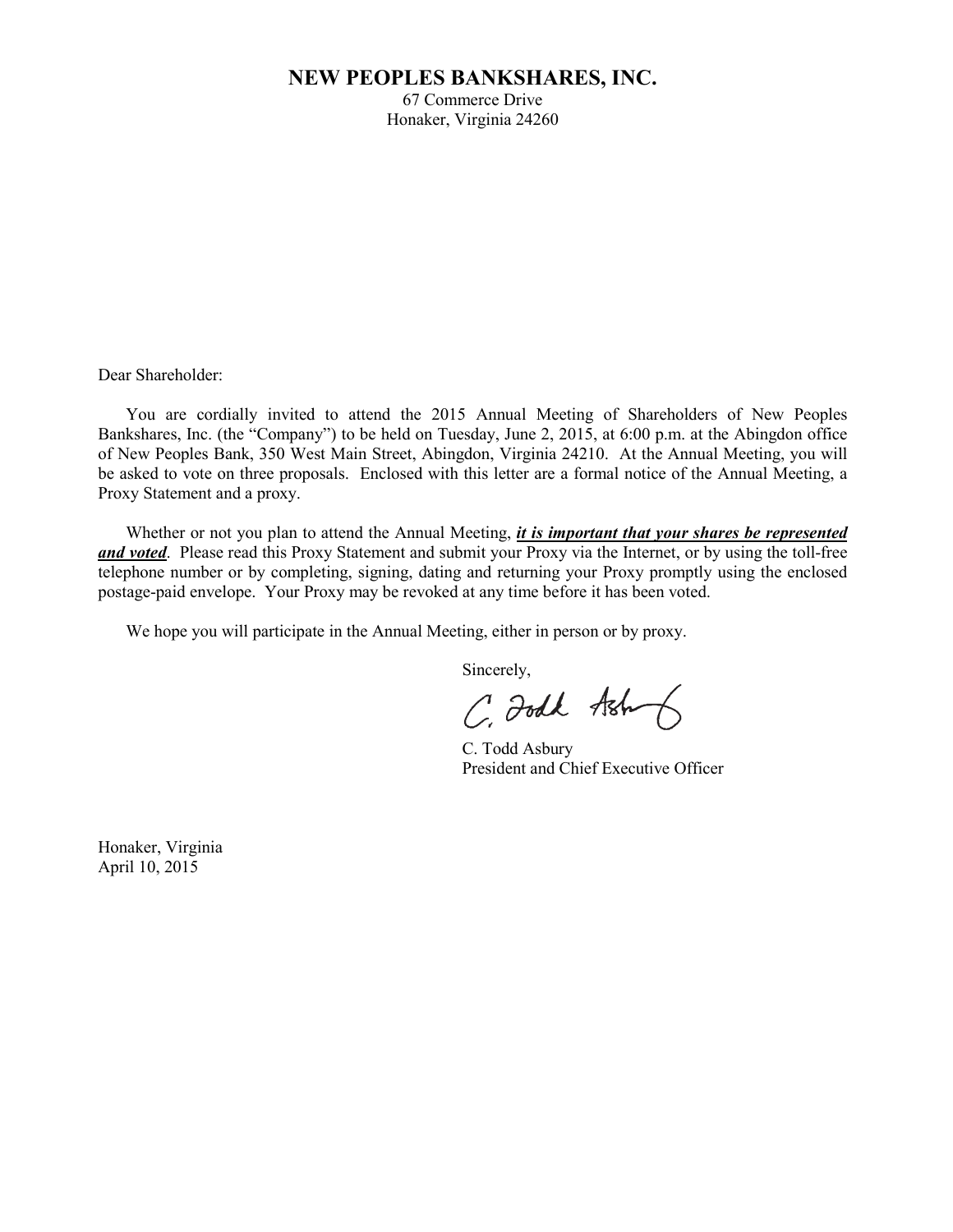# NEW PEOPLES BANKSHARES, INC.

67 Commerce Drive
Honaker, Virginia 24260

Dear Shareholder:

You are cordially invited to attend the 2015 Annual Meeting of Shareholders of New Peoples Bankshares, Inc. (the "Company") to be held on Tuesday, June 2, 2015, at 6:00 p.m. at the Abingdon office of New Peoples Bank, 350 West Main Street, Abingdon, Virginia 24210. At the Annual Meeting, you will be asked to vote on three proposals. Enclosed with this letter are a formal notice of the Annual Meeting, a Proxy Statement and a proxy.

Whether or not you plan to attend the Annual Meeting, ***it is important that your shares be represented and voted***. Please read this Proxy Statement and submit your Proxy via the Internet, or by using the toll-free telephone number or by completing, signing, dating and returning your Proxy promptly using the enclosed postage-paid envelope. Your Proxy may be revoked at any time before it has been voted.

We hope you will participate in the Annual Meeting, either in person or by proxy.

Sincerely,

C. Todd Asbury
President and Chief Executive Officer

Honaker, Virginia
April 10, 2015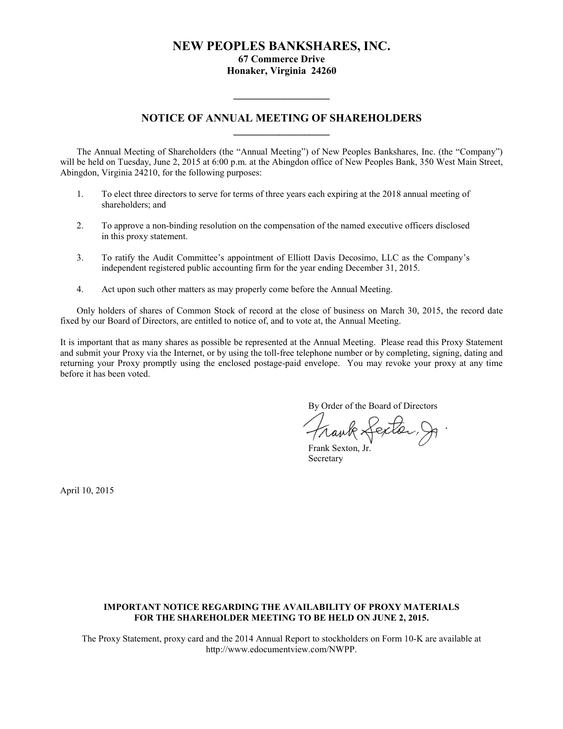# NEW PEOPLES BANKSHARES, INC.

**67 Commerce Drive**
**Honaker, Virginia 24260**

---

## NOTICE OF ANNUAL MEETING OF SHAREHOLDERS

---

The Annual Meeting of Shareholders (the "Annual Meeting") of New Peoples Bankshares, Inc. (the "Company") will be held on Tuesday, June 2, 2015 at 6:00 p.m. at the Abingdon office of New Peoples Bank, 350 West Main Street, Abingdon, Virginia 24210, for the following purposes:

1. To elect three directors to serve for terms of three years each expiring at the 2018 annual meeting of shareholders; and

2. To approve a non-binding resolution on the compensation of the named executive officers disclosed in this proxy statement.

3. To ratify the Audit Committee's appointment of Elliott Davis Decosimo, LLC as the Company's independent registered public accounting firm for the year ending December 31, 2015.

4. Act upon such other matters as may properly come before the Annual Meeting.

Only holders of shares of Common Stock of record at the close of business on March 30, 2015, the record date fixed by our Board of Directors, are entitled to notice of, and to vote at, the Annual Meeting.

It is important that as many shares as possible be represented at the Annual Meeting. Please read this Proxy Statement and submit your Proxy via the Internet, or by using the toll-free telephone number or by completing, signing, dating and returning your Proxy promptly using the enclosed postage-paid envelope. You may revoke your proxy at any time before it has been voted.

By Order of the Board of Directors

Frank Sexton, Jr.
Secretary

April 10, 2015

**IMPORTANT NOTICE REGARDING THE AVAILABILITY OF PROXY MATERIALS FOR THE SHAREHOLDER MEETING TO BE HELD ON JUNE 2, 2015.**

The Proxy Statement, proxy card and the 2014 Annual Report to stockholders on Form 10-K are available at http://www.edocumentview.com/NWPP.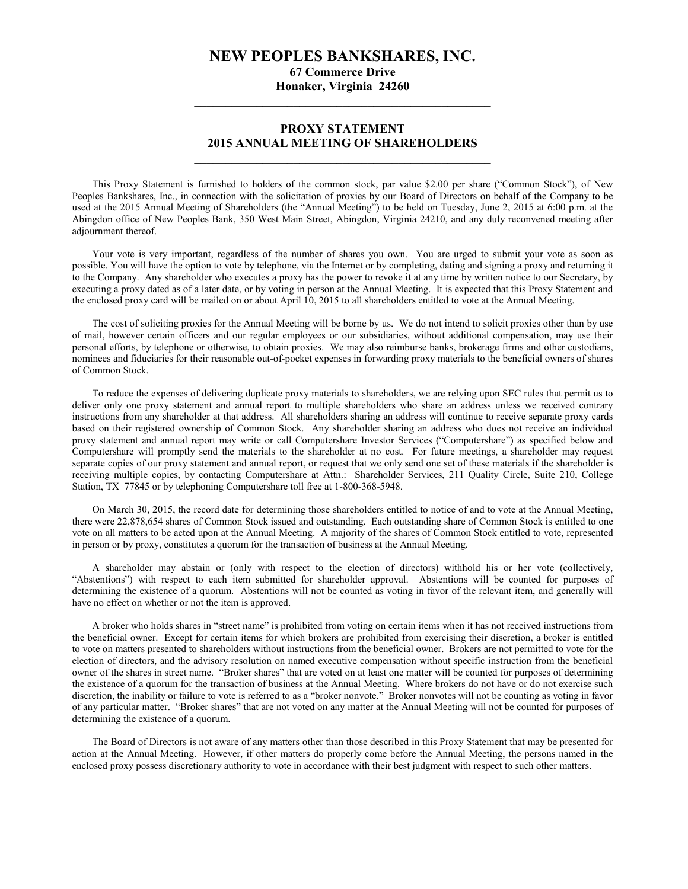# NEW PEOPLES BANKSHARES, INC.

**67 Commerce Drive**
**Honaker, Virginia 24260**

---

## PROXY STATEMENT
## 2015 ANNUAL MEETING OF SHAREHOLDERS

---

This Proxy Statement is furnished to holders of the common stock, par value $2.00 per share ("Common Stock"), of New Peoples Bankshares, Inc., in connection with the solicitation of proxies by our Board of Directors on behalf of the Company to be used at the 2015 Annual Meeting of Shareholders (the "Annual Meeting") to be held on Tuesday, June 2, 2015 at 6:00 p.m. at the Abingdon office of New Peoples Bank, 350 West Main Street, Abingdon, Virginia 24210, and any duly reconvened meeting after adjournment thereof.

Your vote is very important, regardless of the number of shares you own. You are urged to submit your vote as soon as possible. You will have the option to vote by telephone, via the Internet or by completing, dating and signing a proxy and returning it to the Company. Any shareholder who executes a proxy has the power to revoke it at any time by written notice to our Secretary, by executing a proxy dated as of a later date, or by voting in person at the Annual Meeting. It is expected that this Proxy Statement and the enclosed proxy card will be mailed on or about April 10, 2015 to all shareholders entitled to vote at the Annual Meeting.

The cost of soliciting proxies for the Annual Meeting will be borne by us. We do not intend to solicit proxies other than by use of mail, however certain officers and our regular employees or our subsidiaries, without additional compensation, may use their personal efforts, by telephone or otherwise, to obtain proxies. We may also reimburse banks, brokerage firms and other custodians, nominees and fiduciaries for their reasonable out-of-pocket expenses in forwarding proxy materials to the beneficial owners of shares of Common Stock.

To reduce the expenses of delivering duplicate proxy materials to shareholders, we are relying upon SEC rules that permit us to deliver only one proxy statement and annual report to multiple shareholders who share an address unless we received contrary instructions from any shareholder at that address. All shareholders sharing an address will continue to receive separate proxy cards based on their registered ownership of Common Stock. Any shareholder sharing an address who does not receive an individual proxy statement and annual report may write or call Computershare Investor Services ("Computershare") as specified below and Computershare will promptly send the materials to the shareholder at no cost. For future meetings, a shareholder may request separate copies of our proxy statement and annual report, or request that we only send one set of these materials if the shareholder is receiving multiple copies, by contacting Computershare at Attn.: Shareholder Services, 211 Quality Circle, Suite 210, College Station, TX 77845 or by telephoning Computershare toll free at 1-800-368-5948.

On March 30, 2015, the record date for determining those shareholders entitled to notice of and to vote at the Annual Meeting, there were 22,878,654 shares of Common Stock issued and outstanding. Each outstanding share of Common Stock is entitled to one vote on all matters to be acted upon at the Annual Meeting. A majority of the shares of Common Stock entitled to vote, represented in person or by proxy, constitutes a quorum for the transaction of business at the Annual Meeting.

A shareholder may abstain or (only with respect to the election of directors) withhold his or her vote (collectively, "Abstentions") with respect to each item submitted for shareholder approval. Abstentions will be counted for purposes of determining the existence of a quorum. Abstentions will not be counted as voting in favor of the relevant item, and generally will have no effect on whether or not the item is approved.

A broker who holds shares in "street name" is prohibited from voting on certain items when it has not received instructions from the beneficial owner. Except for certain items for which brokers are prohibited from exercising their discretion, a broker is entitled to vote on matters presented to shareholders without instructions from the beneficial owner. Brokers are not permitted to vote for the election of directors, and the advisory resolution on named executive compensation without specific instruction from the beneficial owner of the shares in street name. "Broker shares" that are voted on at least one matter will be counted for purposes of determining the existence of a quorum for the transaction of business at the Annual Meeting. Where brokers do not have or do not exercise such discretion, the inability or failure to vote is referred to as a "broker nonvote." Broker nonvotes will not be counting as voting in favor of any particular matter. "Broker shares" that are not voted on any matter at the Annual Meeting will not be counted for purposes of determining the existence of a quorum.

The Board of Directors is not aware of any matters other than those described in this Proxy Statement that may be presented for action at the Annual Meeting. However, if other matters do properly come before the Annual Meeting, the persons named in the enclosed proxy possess discretionary authority to vote in accordance with their best judgment with respect to such other matters.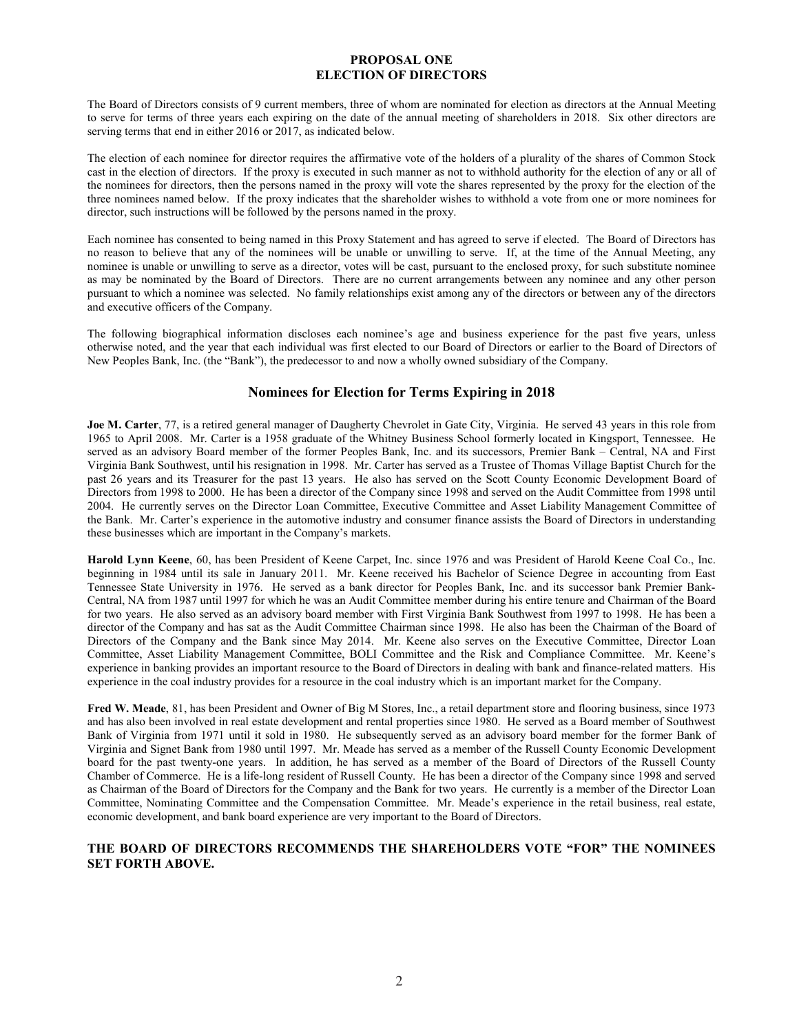# PROPOSAL ONE
# ELECTION OF DIRECTORS

The Board of Directors consists of 9 current members, three of whom are nominated for election as directors at the Annual Meeting to serve for terms of three years each expiring on the date of the annual meeting of shareholders in 2018. Six other directors are serving terms that end in either 2016 or 2017, as indicated below.

The election of each nominee for director requires the affirmative vote of the holders of a plurality of the shares of Common Stock cast in the election of directors. If the proxy is executed in such manner as not to withhold authority for the election of any or all of the nominees for directors, then the persons named in the proxy will vote the shares represented by the proxy for the election of the three nominees named below. If the proxy indicates that the shareholder wishes to withhold a vote from one or more nominees for director, such instructions will be followed by the persons named in the proxy.

Each nominee has consented to being named in this Proxy Statement and has agreed to serve if elected. The Board of Directors has no reason to believe that any of the nominees will be unable or unwilling to serve. If, at the time of the Annual Meeting, any nominee is unable or unwilling to serve as a director, votes will be cast, pursuant to the enclosed proxy, for such substitute nominee as may be nominated by the Board of Directors. There are no current arrangements between any nominee and any other person pursuant to which a nominee was selected. No family relationships exist among any of the directors or between any of the directors and executive officers of the Company.

The following biographical information discloses each nominee's age and business experience for the past five years, unless otherwise noted, and the year that each individual was first elected to our Board of Directors or earlier to the Board of Directors of New Peoples Bank, Inc. (the "Bank"), the predecessor to and now a wholly owned subsidiary of the Company.

## Nominees for Election for Terms Expiring in 2018

**Joe M. Carter**, 77, is a retired general manager of Daugherty Chevrolet in Gate City, Virginia. He served 43 years in this role from 1965 to April 2008. Mr. Carter is a 1958 graduate of the Whitney Business School formerly located in Kingsport, Tennessee. He served as an advisory Board member of the former Peoples Bank, Inc. and its successors, Premier Bank – Central, NA and First Virginia Bank Southwest, until his resignation in 1998. Mr. Carter has served as a Trustee of Thomas Village Baptist Church for the past 26 years and its Treasurer for the past 13 years. He also has served on the Scott County Economic Development Board of Directors from 1998 to 2000. He has been a director of the Company since 1998 and served on the Audit Committee from 1998 until 2004. He currently serves on the Director Loan Committee, Executive Committee and Asset Liability Management Committee of the Bank. Mr. Carter's experience in the automotive industry and consumer finance assists the Board of Directors in understanding these businesses which are important in the Company's markets.

**Harold Lynn Keene**, 60, has been President of Keene Carpet, Inc. since 1976 and was President of Harold Keene Coal Co., Inc. beginning in 1984 until its sale in January 2011. Mr. Keene received his Bachelor of Science Degree in accounting from East Tennessee State University in 1976. He served as a bank director for Peoples Bank, Inc. and its successor bank Premier Bank-Central, NA from 1987 until 1997 for which he was an Audit Committee member during his entire tenure and Chairman of the Board for two years. He also served as an advisory board member with First Virginia Bank Southwest from 1997 to 1998. He has been a director of the Company and has sat as the Audit Committee Chairman since 1998. He also has been the Chairman of the Board of Directors of the Company and the Bank since May 2014. Mr. Keene also serves on the Executive Committee, Director Loan Committee, Asset Liability Management Committee, BOLI Committee and the Risk and Compliance Committee. Mr. Keene's experience in banking provides an important resource to the Board of Directors in dealing with bank and finance-related matters. His experience in the coal industry provides for a resource in the coal industry which is an important market for the Company.

**Fred W. Meade**, 81, has been President and Owner of Big M Stores, Inc., a retail department store and flooring business, since 1973 and has also been involved in real estate development and rental properties since 1980. He served as a Board member of Southwest Bank of Virginia from 1971 until it sold in 1980. He subsequently served as an advisory board member for the former Bank of Virginia and Signet Bank from 1980 until 1997. Mr. Meade has served as a member of the Russell County Economic Development board for the past twenty-one years. In addition, he has served as a member of the Board of Directors of the Russell County Chamber of Commerce. He is a life-long resident of Russell County. He has been a director of the Company since 1998 and served as Chairman of the Board of Directors for the Company and the Bank for two years. He currently is a member of the Director Loan Committee, Nominating Committee and the Compensation Committee. Mr. Meade's experience in the retail business, real estate, economic development, and bank board experience are very important to the Board of Directors.

**THE BOARD OF DIRECTORS RECOMMENDS THE SHAREHOLDERS VOTE "FOR" THE NOMINEES SET FORTH ABOVE.**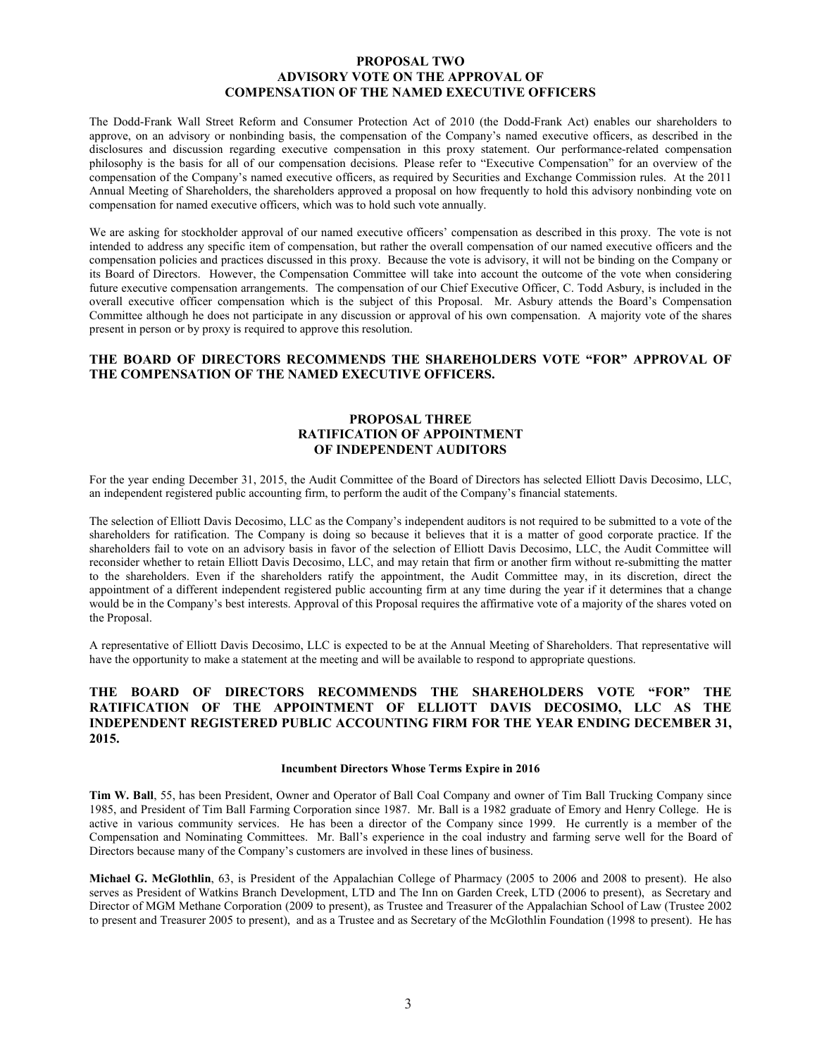## PROPOSAL TWO
## ADVISORY VOTE ON THE APPROVAL OF
## COMPENSATION OF THE NAMED EXECUTIVE OFFICERS

The Dodd-Frank Wall Street Reform and Consumer Protection Act of 2010 (the Dodd-Frank Act) enables our shareholders to approve, on an advisory or nonbinding basis, the compensation of the Company's named executive officers, as described in the disclosures and discussion regarding executive compensation in this proxy statement. Our performance-related compensation philosophy is the basis for all of our compensation decisions. Please refer to "Executive Compensation" for an overview of the compensation of the Company's named executive officers, as required by Securities and Exchange Commission rules. At the 2011 Annual Meeting of Shareholders, the shareholders approved a proposal on how frequently to hold this advisory nonbinding vote on compensation for named executive officers, which was to hold such vote annually.

We are asking for stockholder approval of our named executive officers' compensation as described in this proxy. The vote is not intended to address any specific item of compensation, but rather the overall compensation of our named executive officers and the compensation policies and practices discussed in this proxy. Because the vote is advisory, it will not be binding on the Company or its Board of Directors. However, the Compensation Committee will take into account the outcome of the vote when considering future executive compensation arrangements. The compensation of our Chief Executive Officer, C. Todd Asbury, is included in the overall executive officer compensation which is the subject of this Proposal. Mr. Asbury attends the Board's Compensation Committee although he does not participate in any discussion or approval of his own compensation. A majority vote of the shares present in person or by proxy is required to approve this resolution.

**THE BOARD OF DIRECTORS RECOMMENDS THE SHAREHOLDERS VOTE "FOR" APPROVAL OF THE COMPENSATION OF THE NAMED EXECUTIVE OFFICERS.**

## PROPOSAL THREE
## RATIFICATION OF APPOINTMENT
## OF INDEPENDENT AUDITORS

For the year ending December 31, 2015, the Audit Committee of the Board of Directors has selected Elliott Davis Decosimo, LLC, an independent registered public accounting firm, to perform the audit of the Company's financial statements.

The selection of Elliott Davis Decosimo, LLC as the Company's independent auditors is not required to be submitted to a vote of the shareholders for ratification. The Company is doing so because it believes that it is a matter of good corporate practice. If the shareholders fail to vote on an advisory basis in favor of the selection of Elliott Davis Decosimo, LLC, the Audit Committee will reconsider whether to retain Elliott Davis Decosimo, LLC, and may retain that firm or another firm without re-submitting the matter to the shareholders. Even if the shareholders ratify the appointment, the Audit Committee may, in its discretion, direct the appointment of a different independent registered public accounting firm at any time during the year if it determines that a change would be in the Company's best interests. Approval of this Proposal requires the affirmative vote of a majority of the shares voted on the Proposal.

A representative of Elliott Davis Decosimo, LLC is expected to be at the Annual Meeting of Shareholders. That representative will have the opportunity to make a statement at the meeting and will be available to respond to appropriate questions.

**THE BOARD OF DIRECTORS RECOMMENDS THE SHAREHOLDERS VOTE "FOR" THE RATIFICATION OF THE APPOINTMENT OF ELLIOTT DAVIS DECOSIMO, LLC AS THE INDEPENDENT REGISTERED PUBLIC ACCOUNTING FIRM FOR THE YEAR ENDING DECEMBER 31, 2015.**

#### Incumbent Directors Whose Terms Expire in 2016

**Tim W. Ball**, 55, has been President, Owner and Operator of Ball Coal Company and owner of Tim Ball Trucking Company since 1985, and President of Tim Ball Farming Corporation since 1987. Mr. Ball is a 1982 graduate of Emory and Henry College. He is active in various community services. He has been a director of the Company since 1999. He currently is a member of the Compensation and Nominating Committees. Mr. Ball's experience in the coal industry and farming serve well for the Board of Directors because many of the Company's customers are involved in these lines of business.

**Michael G. McGlothlin**, 63, is President of the Appalachian College of Pharmacy (2005 to 2006 and 2008 to present). He also serves as President of Watkins Branch Development, LTD and The Inn on Garden Creek, LTD (2006 to present), as Secretary and Director of MGM Methane Corporation (2009 to present), as Trustee and Treasurer of the Appalachian School of Law (Trustee 2002 to present and Treasurer 2005 to present), and as a Trustee and as Secretary of the McGlothlin Foundation (1998 to present). He has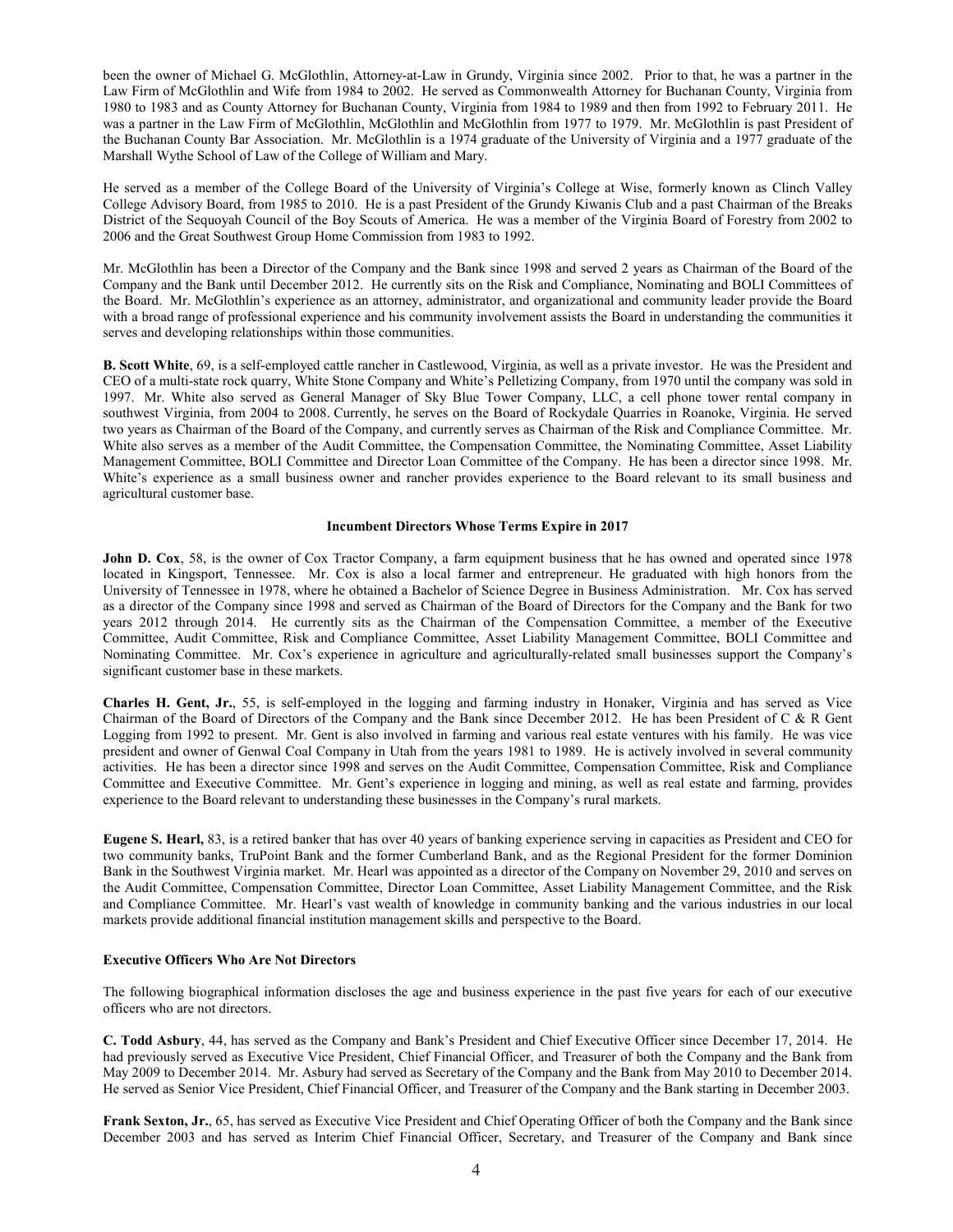been the owner of Michael G. McGlothlin, Attorney-at-Law in Grundy, Virginia since 2002. Prior to that, he was a partner in the Law Firm of McGlothlin and Wife from 1984 to 2002. He served as Commonwealth Attorney for Buchanan County, Virginia from 1980 to 1983 and as County Attorney for Buchanan County, Virginia from 1984 to 1989 and then from 1992 to February 2011. He was a partner in the Law Firm of McGlothlin, McGlothlin and McGlothlin from 1977 to 1979. Mr. McGlothlin is past President of the Buchanan County Bar Association. Mr. McGlothlin is a 1974 graduate of the University of Virginia and a 1977 graduate of the Marshall Wythe School of Law of the College of William and Mary.

He served as a member of the College Board of the University of Virginia's College at Wise, formerly known as Clinch Valley College Advisory Board, from 1985 to 2010. He is a past President of the Grundy Kiwanis Club and a past Chairman of the Breaks District of the Sequoyah Council of the Boy Scouts of America. He was a member of the Virginia Board of Forestry from 2002 to 2006 and the Great Southwest Group Home Commission from 1983 to 1992.

Mr. McGlothlin has been a Director of the Company and the Bank since 1998 and served 2 years as Chairman of the Board of the Company and the Bank until December 2012. He currently sits on the Risk and Compliance, Nominating and BOLI Committees of the Board. Mr. McGlothlin's experience as an attorney, administrator, and organizational and community leader provide the Board with a broad range of professional experience and his community involvement assists the Board in understanding the communities it serves and developing relationships within those communities.

**B. Scott White**, 69, is a self-employed cattle rancher in Castlewood, Virginia, as well as a private investor. He was the President and CEO of a multi-state rock quarry, White Stone Company and White's Pelletizing Company, from 1970 until the company was sold in 1997. Mr. White also served as General Manager of Sky Blue Tower Company, LLC, a cell phone tower rental company in southwest Virginia, from 2004 to 2008. Currently, he serves on the Board of Rockydale Quarries in Roanoke, Virginia. He served two years as Chairman of the Board of the Company, and currently serves as Chairman of the Risk and Compliance Committee. Mr. White also serves as a member of the Audit Committee, the Compensation Committee, the Nominating Committee, Asset Liability Management Committee, BOLI Committee and Director Loan Committee of the Company. He has been a director since 1998. Mr. White's experience as a small business owner and rancher provides experience to the Board relevant to its small business and agricultural customer base.

## Incumbent Directors Whose Terms Expire in 2017

**John D. Cox**, 58, is the owner of Cox Tractor Company, a farm equipment business that he has owned and operated since 1978 located in Kingsport, Tennessee. Mr. Cox is also a local farmer and entrepreneur. He graduated with high honors from the University of Tennessee in 1978, where he obtained a Bachelor of Science Degree in Business Administration. Mr. Cox has served as a director of the Company since 1998 and served as Chairman of the Board of Directors for the Company and the Bank for two years 2012 through 2014. He currently sits as the Chairman of the Compensation Committee, a member of the Executive Committee, Audit Committee, Risk and Compliance Committee, Asset Liability Management Committee, BOLI Committee and Nominating Committee. Mr. Cox's experience in agriculture and agriculturally-related small businesses support the Company's significant customer base in these markets.

**Charles H. Gent, Jr.**, 55, is self-employed in the logging and farming industry in Honaker, Virginia and has served as Vice Chairman of the Board of Directors of the Company and the Bank since December 2012. He has been President of C & R Gent Logging from 1992 to present. Mr. Gent is also involved in farming and various real estate ventures with his family. He was vice president and owner of Genwal Coal Company in Utah from the years 1981 to 1989. He is actively involved in several community activities. He has been a director since 1998 and serves on the Audit Committee, Compensation Committee, Risk and Compliance Committee and Executive Committee. Mr. Gent's experience in logging and mining, as well as real estate and farming, provides experience to the Board relevant to understanding these businesses in the Company's rural markets.

**Eugene S. Hearl,** 83, is a retired banker that has over 40 years of banking experience serving in capacities as President and CEO for two community banks, TruPoint Bank and the former Cumberland Bank, and as the Regional President for the former Dominion Bank in the Southwest Virginia market. Mr. Hearl was appointed as a director of the Company on November 29, 2010 and serves on the Audit Committee, Compensation Committee, Director Loan Committee, Asset Liability Management Committee, and the Risk and Compliance Committee. Mr. Hearl's vast wealth of knowledge in community banking and the various industries in our local markets provide additional financial institution management skills and perspective to the Board.

## Executive Officers Who Are Not Directors

The following biographical information discloses the age and business experience in the past five years for each of our executive officers who are not directors.

**C. Todd Asbury**, 44, has served as the Company and Bank's President and Chief Executive Officer since December 17, 2014. He had previously served as Executive Vice President, Chief Financial Officer, and Treasurer of both the Company and the Bank from May 2009 to December 2014. Mr. Asbury had served as Secretary of the Company and the Bank from May 2010 to December 2014. He served as Senior Vice President, Chief Financial Officer, and Treasurer of the Company and the Bank starting in December 2003.

**Frank Sexton, Jr.**, 65, has served as Executive Vice President and Chief Operating Officer of both the Company and the Bank since December 2003 and has served as Interim Chief Financial Officer, Secretary, and Treasurer of the Company and Bank since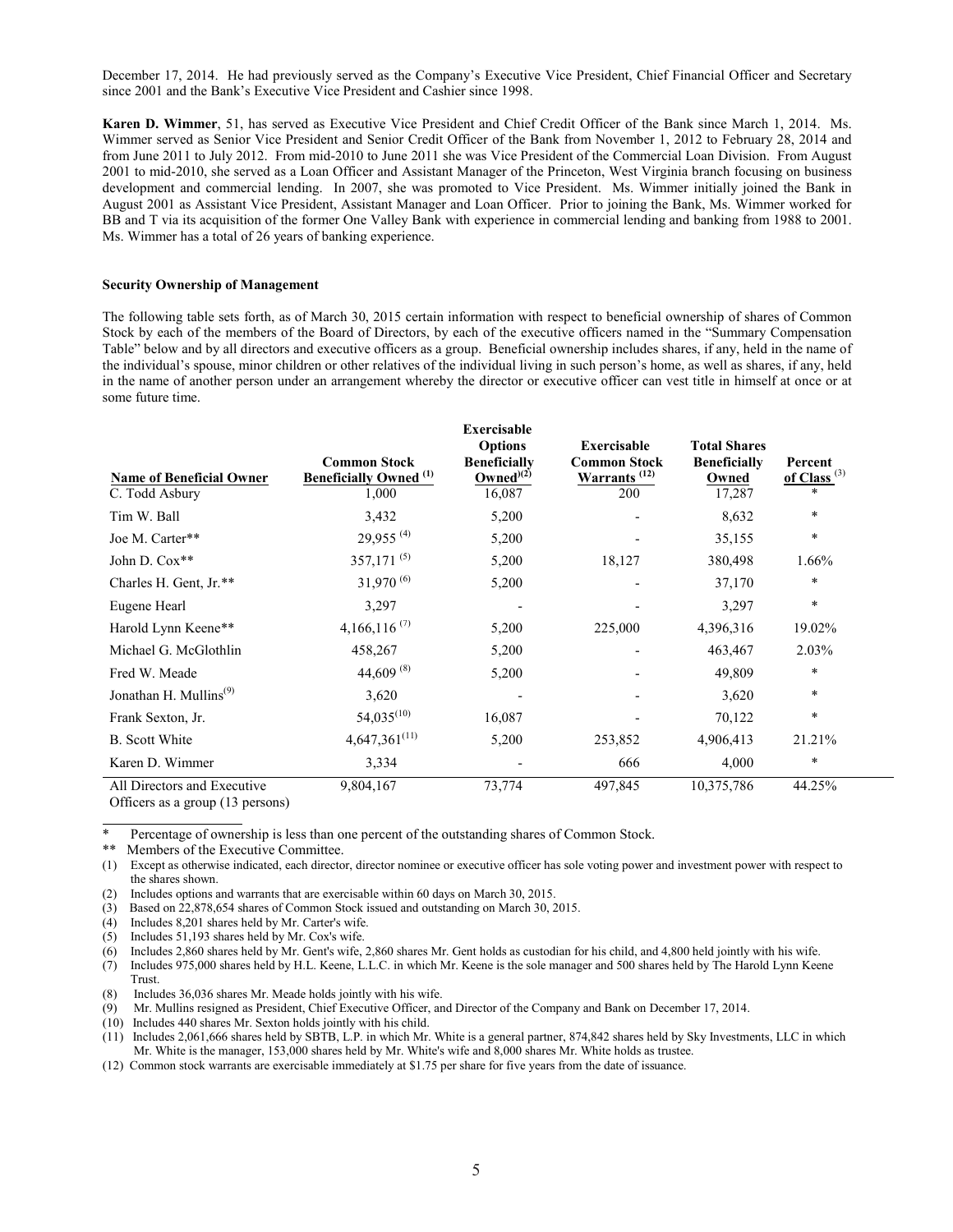December 17, 2014. He had previously served as the Company's Executive Vice President, Chief Financial Officer and Secretary since 2001 and the Bank's Executive Vice President and Cashier since 1998.

**Karen D. Wimmer**, 51, has served as Executive Vice President and Chief Credit Officer of the Bank since March 1, 2014. Ms. Wimmer served as Senior Vice President and Senior Credit Officer of the Bank from November 1, 2012 to February 28, 2014 and from June 2011 to July 2012. From mid-2010 to June 2011 she was Vice President of the Commercial Loan Division. From August 2001 to mid-2010, she served as a Loan Officer and Assistant Manager of the Princeton, West Virginia branch focusing on business development and commercial lending. In 2007, she was promoted to Vice President. Ms. Wimmer initially joined the Bank in August 2001 as Assistant Vice President, Assistant Manager and Loan Officer. Prior to joining the Bank, Ms. Wimmer worked for BB and T via its acquisition of the former One Valley Bank with experience in commercial lending and banking from 1988 to 2001. Ms. Wimmer has a total of 26 years of banking experience.

**Security Ownership of Management**

The following table sets forth, as of March 30, 2015 certain information with respect to beneficial ownership of shares of Common Stock by each of the members of the Board of Directors, by each of the executive officers named in the "Summary Compensation Table" below and by all directors and executive officers as a group. Beneficial ownership includes shares, if any, held in the name of the individual's spouse, minor children or other relatives of the individual living in such person's home, as well as shares, if any, held in the name of another person under an arrangement whereby the director or executive officer can vest title in himself at once or at some future time.

| Name of Beneficial Owner | Common Stock Beneficially Owned (1) | Exercisable Options Beneficially Owned(2) | Exercisable Common Stock Warrants (12) | Total Shares Beneficially Owned | Percent of Class (3) |
|---|---|---|---|---|---|
| C. Todd Asbury | 1,000 | 16,087 | 200 | 17,287 | * |
| Tim W. Ball | 3,432 | 5,200 | - | 8,632 | * |
| Joe M. Carter** | 29,955 (4) | 5,200 | - | 35,155 | * |
| John D. Cox** | 357,171 (5) | 5,200 | 18,127 | 380,498 | 1.66% |
| Charles H. Gent, Jr.** | 31,970 (6) | 5,200 | - | 37,170 | * |
| Eugene Hearl | 3,297 | - | - | 3,297 | * |
| Harold Lynn Keene** | 4,166,116 (7) | 5,200 | 225,000 | 4,396,316 | 19.02% |
| Michael G. McGlothlin | 458,267 | 5,200 | - | 463,467 | 2.03% |
| Fred W. Meade | 44,609 (8) | 5,200 | - | 49,809 | * |
| Jonathan H. Mullins(9) | 3,620 | - | - | 3,620 | * |
| Frank Sexton, Jr. | 54,035(10) | 16,087 | - | 70,122 | * |
| B. Scott White | 4,647,361(11) | 5,200 | 253,852 | 4,906,413 | 21.21% |
| Karen D. Wimmer | 3,334 | - | 666 | 4,000 | * |
| All Directors and Executive Officers as a group (13 persons) | 9,804,167 | 73,774 | 497,845 | 10,375,786 | 44.25% |

\* Percentage of ownership is less than one percent of the outstanding shares of Common Stock.

** Members of the Executive Committee.

(1) Except as otherwise indicated, each director, director nominee or executive officer has sole voting power and investment power with respect to the shares shown.

(2) Includes options and warrants that are exercisable within 60 days on March 30, 2015.

(3) Based on 22,878,654 shares of Common Stock issued and outstanding on March 30, 2015.

(4) Includes 8,201 shares held by Mr. Carter's wife.

(5) Includes 51,193 shares held by Mr. Cox's wife.

(6) Includes 2,860 shares held by Mr. Gent's wife, 2,860 shares Mr. Gent holds as custodian for his child, and 4,800 held jointly with his wife.

(7) Includes 975,000 shares held by H.L. Keene, L.L.C. in which Mr. Keene is the sole manager and 500 shares held by The Harold Lynn Keene Trust.

(8) Includes 36,036 shares Mr. Meade holds jointly with his wife.

(9) Mr. Mullins resigned as President, Chief Executive Officer, and Director of the Company and Bank on December 17, 2014.

(10) Includes 440 shares Mr. Sexton holds jointly with his child.

(11) Includes 2,061,666 shares held by SBTB, L.P. in which Mr. White is a general partner, 874,842 shares held by Sky Investments, LLC in which Mr. White is the manager, 153,000 shares held by Mr. White's wife and 8,000 shares Mr. White holds as trustee.

(12) Common stock warrants are exercisable immediately at $1.75 per share for five years from the date of issuance.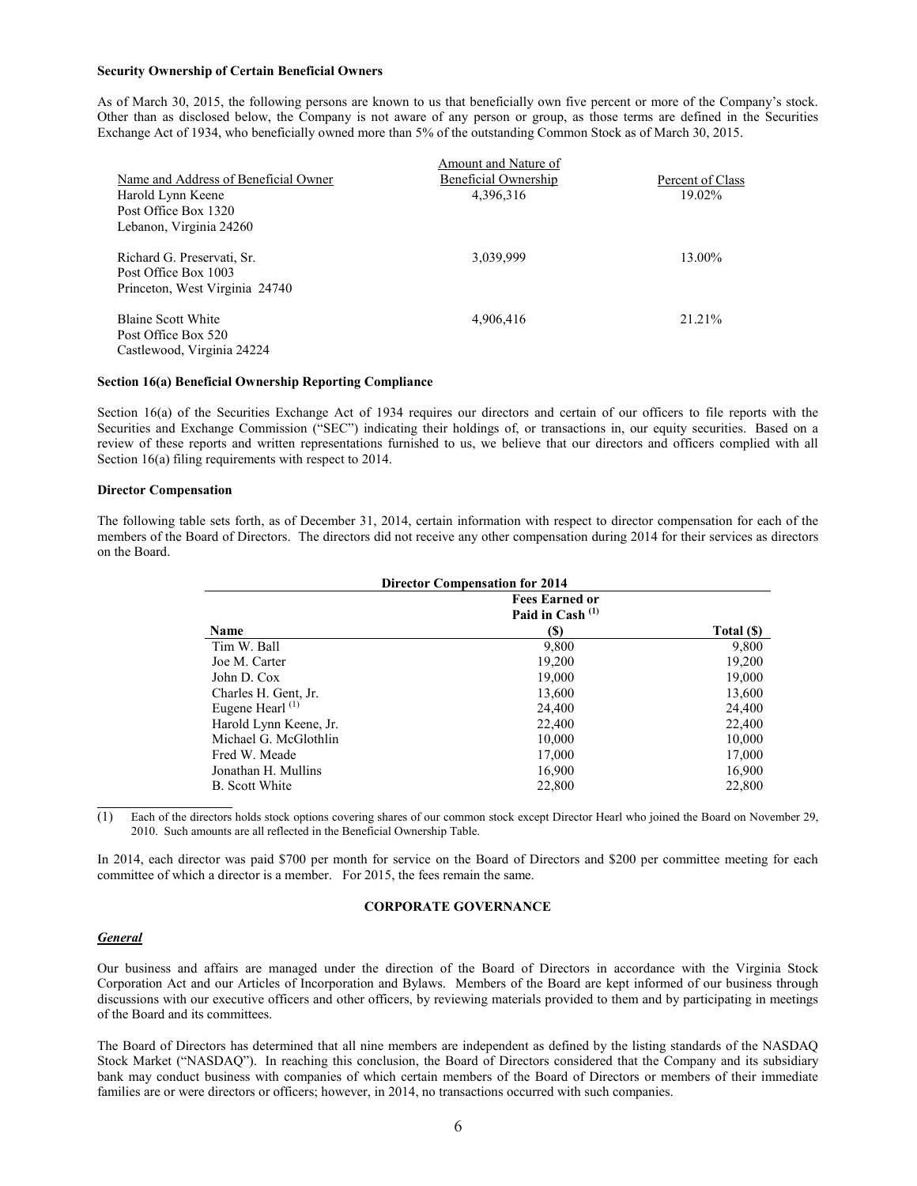**Security Ownership of Certain Beneficial Owners**

As of March 30, 2015, the following persons are known to us that beneficially own five percent or more of the Company's stock. Other than as disclosed below, the Company is not aware of any person or group, as those terms are defined in the Securities Exchange Act of 1934, who beneficially owned more than 5% of the outstanding Common Stock as of March 30, 2015.

| Name and Address of Beneficial Owner | Amount and Nature of Beneficial Ownership | Percent of Class |
|---|---|---|
| Harold Lynn Keene<br>Post Office Box 1320<br>Lebanon, Virginia 24260 | 4,396,316 | 19.02% |
| Richard G. Preservati, Sr.<br>Post Office Box 1003<br>Princeton, West Virginia 24740 | 3,039,999 | 13.00% |
| Blaine Scott White<br>Post Office Box 520<br>Castlewood, Virginia 24224 | 4,906,416 | 21.21% |

**Section 16(a) Beneficial Ownership Reporting Compliance**

Section 16(a) of the Securities Exchange Act of 1934 requires our directors and certain of our officers to file reports with the Securities and Exchange Commission ("SEC") indicating their holdings of, or transactions in, our equity securities. Based on a review of these reports and written representations furnished to us, we believe that our directors and officers complied with all Section 16(a) filing requirements with respect to 2014.

**Director Compensation**

The following table sets forth, as of December 31, 2014, certain information with respect to director compensation for each of the members of the Board of Directors. The directors did not receive any other compensation during 2014 for their services as directors on the Board.

**Director Compensation for 2014**

| Name | Fees Earned or Paid in Cash [(1)] ($) | Total ($) |
|---|---|---|
| Tim W. Ball | 9,800 | 9,800 |
| Joe M. Carter | 19,200 | 19,200 |
| John D. Cox | 19,000 | 19,000 |
| Charles H. Gent, Jr. | 13,600 | 13,600 |
| Eugene Hearl [(1)] | 24,400 | 24,400 |
| Harold Lynn Keene, Jr. | 22,400 | 22,400 |
| Michael G. McGlothlin | 10,000 | 10,000 |
| Fred W. Meade | 17,000 | 17,000 |
| Jonathan H. Mullins | 16,900 | 16,900 |
| B. Scott White | 22,800 | 22,800 |

(1) Each of the directors holds stock options covering shares of our common stock except Director Hearl who joined the Board on November 29, 2010. Such amounts are all reflected in the Beneficial Ownership Table.

In 2014, each director was paid $700 per month for service on the Board of Directors and $200 per committee meeting for each committee of which a director is a member. For 2015, the fees remain the same.

## CORPORATE GOVERNANCE

***General***

Our business and affairs are managed under the direction of the Board of Directors in accordance with the Virginia Stock Corporation Act and our Articles of Incorporation and Bylaws. Members of the Board are kept informed of our business through discussions with our executive officers and other officers, by reviewing materials provided to them and by participating in meetings of the Board and its committees.

The Board of Directors has determined that all nine members are independent as defined by the listing standards of the NASDAQ Stock Market ("NASDAQ"). In reaching this conclusion, the Board of Directors considered that the Company and its subsidiary bank may conduct business with companies of which certain members of the Board of Directors or members of their immediate families are or were directors or officers; however, in 2014, no transactions occurred with such companies.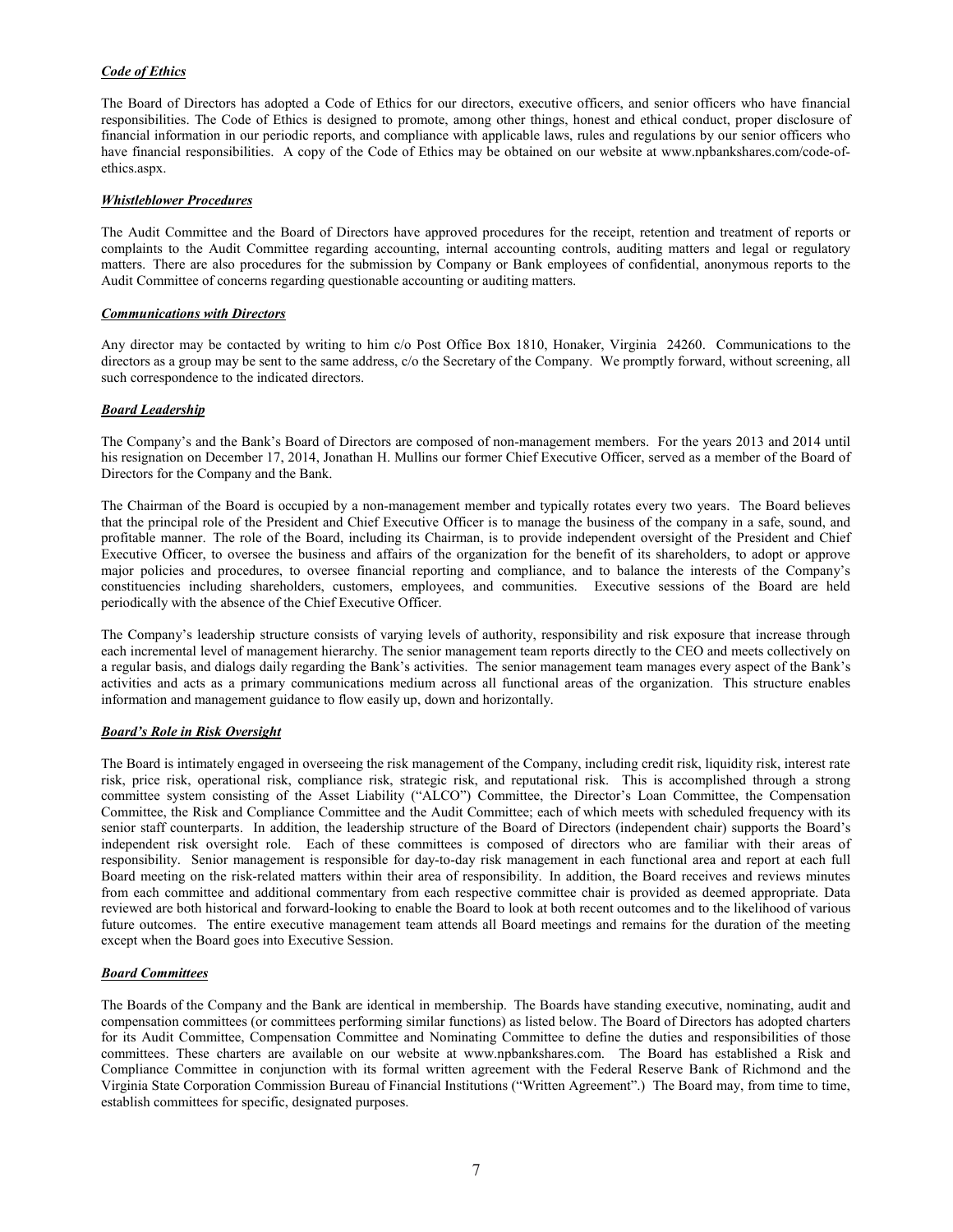### ***Code of Ethics***

The Board of Directors has adopted a Code of Ethics for our directors, executive officers, and senior officers who have financial responsibilities. The Code of Ethics is designed to promote, among other things, honest and ethical conduct, proper disclosure of financial information in our periodic reports, and compliance with applicable laws, rules and regulations by our senior officers who have financial responsibilities. A copy of the Code of Ethics may be obtained on our website at www.npbankshares.com/code-of-ethics.aspx.

### ***Whistleblower Procedures***

The Audit Committee and the Board of Directors have approved procedures for the receipt, retention and treatment of reports or complaints to the Audit Committee regarding accounting, internal accounting controls, auditing matters and legal or regulatory matters. There are also procedures for the submission by Company or Bank employees of confidential, anonymous reports to the Audit Committee of concerns regarding questionable accounting or auditing matters.

### ***Communications with Directors***

Any director may be contacted by writing to him c/o Post Office Box 1810, Honaker, Virginia 24260. Communications to the directors as a group may be sent to the same address, c/o the Secretary of the Company. We promptly forward, without screening, all such correspondence to the indicated directors.

### ***Board Leadership***

The Company's and the Bank's Board of Directors are composed of non-management members. For the years 2013 and 2014 until his resignation on December 17, 2014, Jonathan H. Mullins our former Chief Executive Officer, served as a member of the Board of Directors for the Company and the Bank.

The Chairman of the Board is occupied by a non-management member and typically rotates every two years. The Board believes that the principal role of the President and Chief Executive Officer is to manage the business of the company in a safe, sound, and profitable manner. The role of the Board, including its Chairman, is to provide independent oversight of the President and Chief Executive Officer, to oversee the business and affairs of the organization for the benefit of its shareholders, to adopt or approve major policies and procedures, to oversee financial reporting and compliance, and to balance the interests of the Company's constituencies including shareholders, customers, employees, and communities. Executive sessions of the Board are held periodically with the absence of the Chief Executive Officer.

The Company's leadership structure consists of varying levels of authority, responsibility and risk exposure that increase through each incremental level of management hierarchy. The senior management team reports directly to the CEO and meets collectively on a regular basis, and dialogs daily regarding the Bank's activities. The senior management team manages every aspect of the Bank's activities and acts as a primary communications medium across all functional areas of the organization. This structure enables information and management guidance to flow easily up, down and horizontally.

### ***Board's Role in Risk Oversight***

The Board is intimately engaged in overseeing the risk management of the Company, including credit risk, liquidity risk, interest rate risk, price risk, operational risk, compliance risk, strategic risk, and reputational risk. This is accomplished through a strong committee system consisting of the Asset Liability ("ALCO") Committee, the Director's Loan Committee, the Compensation Committee, the Risk and Compliance Committee and the Audit Committee; each of which meets with scheduled frequency with its senior staff counterparts. In addition, the leadership structure of the Board of Directors (independent chair) supports the Board's independent risk oversight role. Each of these committees is composed of directors who are familiar with their areas of responsibility. Senior management is responsible for day-to-day risk management in each functional area and report at each full Board meeting on the risk-related matters within their area of responsibility. In addition, the Board receives and reviews minutes from each committee and additional commentary from each respective committee chair is provided as deemed appropriate. Data reviewed are both historical and forward-looking to enable the Board to look at both recent outcomes and to the likelihood of various future outcomes. The entire executive management team attends all Board meetings and remains for the duration of the meeting except when the Board goes into Executive Session.

### ***Board Committees***

The Boards of the Company and the Bank are identical in membership. The Boards have standing executive, nominating, audit and compensation committees (or committees performing similar functions) as listed below. The Board of Directors has adopted charters for its Audit Committee, Compensation Committee and Nominating Committee to define the duties and responsibilities of those committees. These charters are available on our website at www.npbankshares.com. The Board has established a Risk and Compliance Committee in conjunction with its formal written agreement with the Federal Reserve Bank of Richmond and the Virginia State Corporation Commission Bureau of Financial Institutions ("Written Agreement".) The Board may, from time to time, establish committees for specific, designated purposes.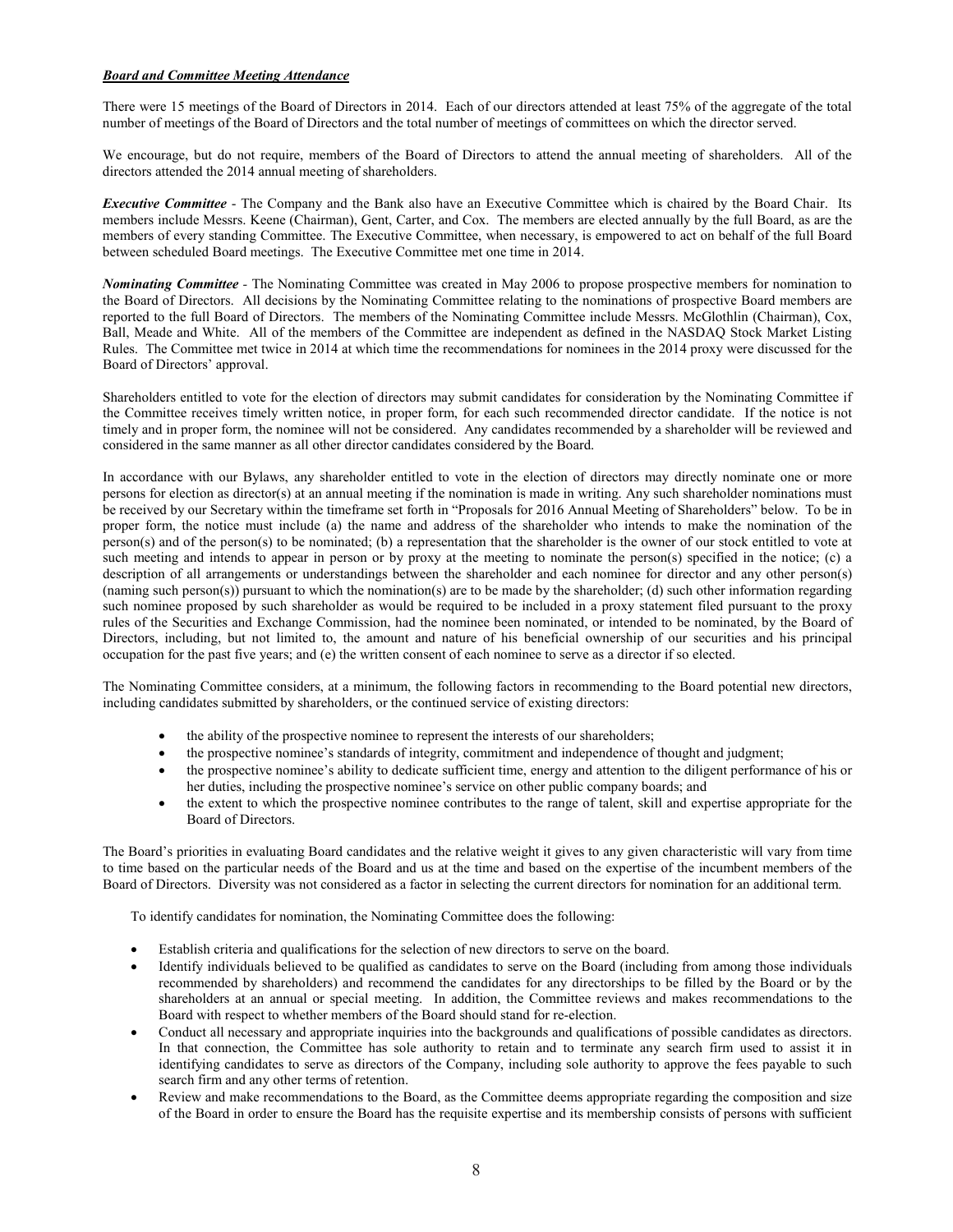***Board and Committee Meeting Attendance***

There were 15 meetings of the Board of Directors in 2014. Each of our directors attended at least 75% of the aggregate of the total number of meetings of the Board of Directors and the total number of meetings of committees on which the director served.

We encourage, but do not require, members of the Board of Directors to attend the annual meeting of shareholders. All of the directors attended the 2014 annual meeting of shareholders.

***Executive Committee*** - The Company and the Bank also have an Executive Committee which is chaired by the Board Chair. Its members include Messrs. Keene (Chairman), Gent, Carter, and Cox. The members are elected annually by the full Board, as are the members of every standing Committee. The Executive Committee, when necessary, is empowered to act on behalf of the full Board between scheduled Board meetings. The Executive Committee met one time in 2014.

***Nominating Committee*** - The Nominating Committee was created in May 2006 to propose prospective members for nomination to the Board of Directors. All decisions by the Nominating Committee relating to the nominations of prospective Board members are reported to the full Board of Directors. The members of the Nominating Committee include Messrs. McGlothlin (Chairman), Cox, Ball, Meade and White. All of the members of the Committee are independent as defined in the NASDAQ Stock Market Listing Rules. The Committee met twice in 2014 at which time the recommendations for nominees in the 2014 proxy were discussed for the Board of Directors' approval.

Shareholders entitled to vote for the election of directors may submit candidates for consideration by the Nominating Committee if the Committee receives timely written notice, in proper form, for each such recommended director candidate. If the notice is not timely and in proper form, the nominee will not be considered. Any candidates recommended by a shareholder will be reviewed and considered in the same manner as all other director candidates considered by the Board.

In accordance with our Bylaws, any shareholder entitled to vote in the election of directors may directly nominate one or more persons for election as director(s) at an annual meeting if the nomination is made in writing. Any such shareholder nominations must be received by our Secretary within the timeframe set forth in "Proposals for 2016 Annual Meeting of Shareholders" below. To be in proper form, the notice must include (a) the name and address of the shareholder who intends to make the nomination of the person(s) and of the person(s) to be nominated; (b) a representation that the shareholder is the owner of our stock entitled to vote at such meeting and intends to appear in person or by proxy at the meeting to nominate the person(s) specified in the notice; (c) a description of all arrangements or understandings between the shareholder and each nominee for director and any other person(s) (naming such person(s)) pursuant to which the nomination(s) are to be made by the shareholder; (d) such other information regarding such nominee proposed by such shareholder as would be required to be included in a proxy statement filed pursuant to the proxy rules of the Securities and Exchange Commission, had the nominee been nominated, or intended to be nominated, by the Board of Directors, including, but not limited to, the amount and nature of his beneficial ownership of our securities and his principal occupation for the past five years; and (e) the written consent of each nominee to serve as a director if so elected.

The Nominating Committee considers, at a minimum, the following factors in recommending to the Board potential new directors, including candidates submitted by shareholders, or the continued service of existing directors:

- the ability of the prospective nominee to represent the interests of our shareholders;
- the prospective nominee's standards of integrity, commitment and independence of thought and judgment;
- the prospective nominee's ability to dedicate sufficient time, energy and attention to the diligent performance of his or her duties, including the prospective nominee's service on other public company boards; and
- the extent to which the prospective nominee contributes to the range of talent, skill and expertise appropriate for the Board of Directors.

The Board's priorities in evaluating Board candidates and the relative weight it gives to any given characteristic will vary from time to time based on the particular needs of the Board and us at the time and based on the expertise of the incumbent members of the Board of Directors. Diversity was not considered as a factor in selecting the current directors for nomination for an additional term.

To identify candidates for nomination, the Nominating Committee does the following:

- Establish criteria and qualifications for the selection of new directors to serve on the board.
- Identify individuals believed to be qualified as candidates to serve on the Board (including from among those individuals recommended by shareholders) and recommend the candidates for any directorships to be filled by the Board or by the shareholders at an annual or special meeting. In addition, the Committee reviews and makes recommendations to the Board with respect to whether members of the Board should stand for re-election.
- Conduct all necessary and appropriate inquiries into the backgrounds and qualifications of possible candidates as directors. In that connection, the Committee has sole authority to retain and to terminate any search firm used to assist it in identifying candidates to serve as directors of the Company, including sole authority to approve the fees payable to such search firm and any other terms of retention.
- Review and make recommendations to the Board, as the Committee deems appropriate regarding the composition and size of the Board in order to ensure the Board has the requisite expertise and its membership consists of persons with sufficient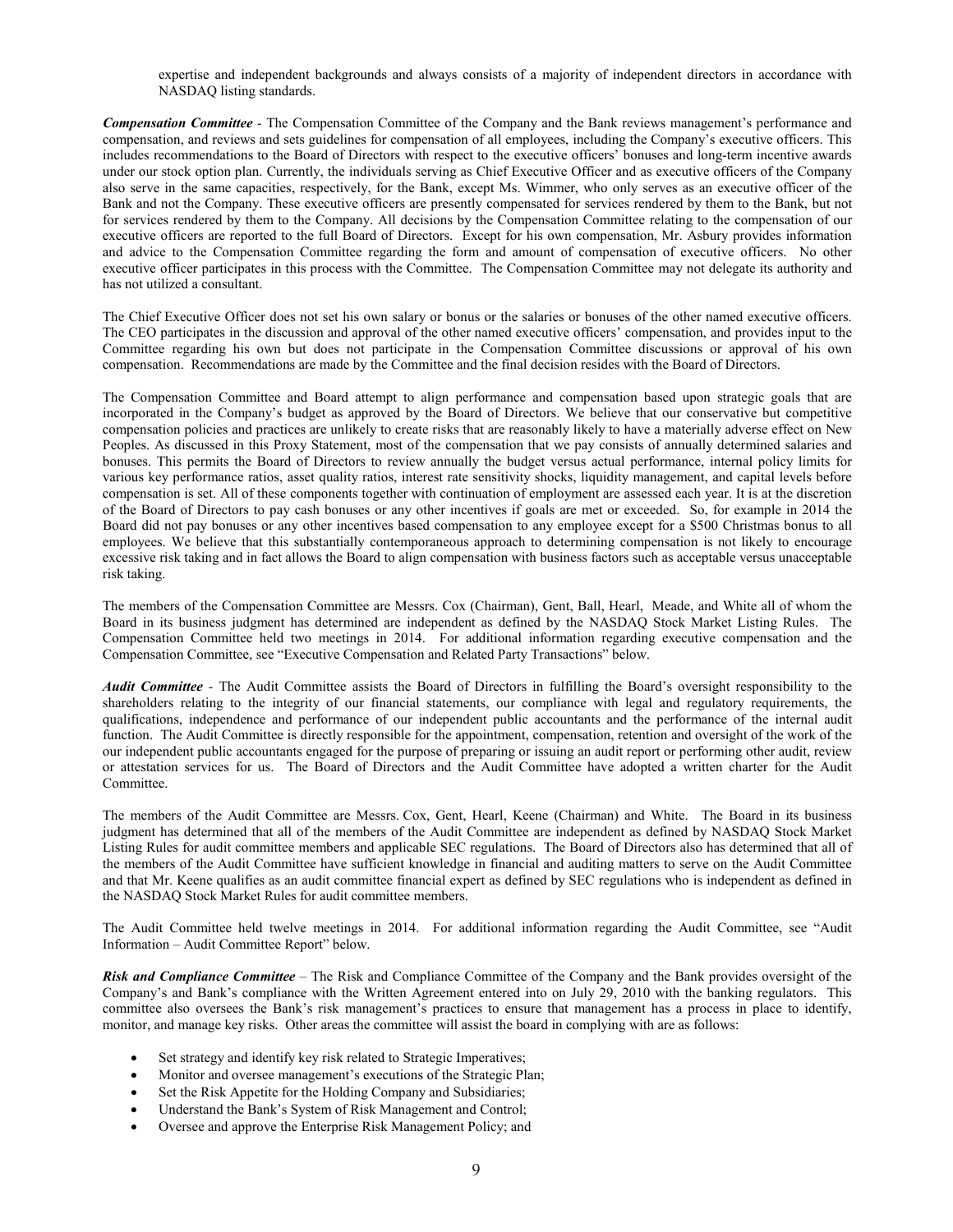expertise and independent backgrounds and always consists of a majority of independent directors in accordance with NASDAQ listing standards.

***Compensation Committee*** - The Compensation Committee of the Company and the Bank reviews management's performance and compensation, and reviews and sets guidelines for compensation of all employees, including the Company's executive officers. This includes recommendations to the Board of Directors with respect to the executive officers' bonuses and long-term incentive awards under our stock option plan. Currently, the individuals serving as Chief Executive Officer and as executive officers of the Company also serve in the same capacities, respectively, for the Bank, except Ms. Wimmer, who only serves as an executive officer of the Bank and not the Company. These executive officers are presently compensated for services rendered by them to the Bank, but not for services rendered by them to the Company. All decisions by the Compensation Committee relating to the compensation of our executive officers are reported to the full Board of Directors. Except for his own compensation, Mr. Asbury provides information and advice to the Compensation Committee regarding the form and amount of compensation of executive officers. No other executive officer participates in this process with the Committee. The Compensation Committee may not delegate its authority and has not utilized a consultant.

The Chief Executive Officer does not set his own salary or bonus or the salaries or bonuses of the other named executive officers. The CEO participates in the discussion and approval of the other named executive officers' compensation, and provides input to the Committee regarding his own but does not participate in the Compensation Committee discussions or approval of his own compensation. Recommendations are made by the Committee and the final decision resides with the Board of Directors.

The Compensation Committee and Board attempt to align performance and compensation based upon strategic goals that are incorporated in the Company's budget as approved by the Board of Directors. We believe that our conservative but competitive compensation policies and practices are unlikely to create risks that are reasonably likely to have a materially adverse effect on New Peoples. As discussed in this Proxy Statement, most of the compensation that we pay consists of annually determined salaries and bonuses. This permits the Board of Directors to review annually the budget versus actual performance, internal policy limits for various key performance ratios, asset quality ratios, interest rate sensitivity shocks, liquidity management, and capital levels before compensation is set. All of these components together with continuation of employment are assessed each year. It is at the discretion of the Board of Directors to pay cash bonuses or any other incentives if goals are met or exceeded. So, for example in 2014 the Board did not pay bonuses or any other incentives based compensation to any employee except for a $500 Christmas bonus to all employees. We believe that this substantially contemporaneous approach to determining compensation is not likely to encourage excessive risk taking and in fact allows the Board to align compensation with business factors such as acceptable versus unacceptable risk taking.

The members of the Compensation Committee are Messrs. Cox (Chairman), Gent, Ball, Hearl, Meade, and White all of whom the Board in its business judgment has determined are independent as defined by the NASDAQ Stock Market Listing Rules. The Compensation Committee held two meetings in 2014. For additional information regarding executive compensation and the Compensation Committee, see "Executive Compensation and Related Party Transactions" below.

***Audit Committee*** - The Audit Committee assists the Board of Directors in fulfilling the Board's oversight responsibility to the shareholders relating to the integrity of our financial statements, our compliance with legal and regulatory requirements, the qualifications, independence and performance of our independent public accountants and the performance of the internal audit function. The Audit Committee is directly responsible for the appointment, compensation, retention and oversight of the work of the our independent public accountants engaged for the purpose of preparing or issuing an audit report or performing other audit, review or attestation services for us. The Board of Directors and the Audit Committee have adopted a written charter for the Audit Committee.

The members of the Audit Committee are Messrs. Cox, Gent, Hearl, Keene (Chairman) and White. The Board in its business judgment has determined that all of the members of the Audit Committee are independent as defined by NASDAQ Stock Market Listing Rules for audit committee members and applicable SEC regulations. The Board of Directors also has determined that all of the members of the Audit Committee have sufficient knowledge in financial and auditing matters to serve on the Audit Committee and that Mr. Keene qualifies as an audit committee financial expert as defined by SEC regulations who is independent as defined in the NASDAQ Stock Market Rules for audit committee members.

The Audit Committee held twelve meetings in 2014. For additional information regarding the Audit Committee, see "Audit Information – Audit Committee Report" below.

***Risk and Compliance Committee*** – The Risk and Compliance Committee of the Company and the Bank provides oversight of the Company's and Bank's compliance with the Written Agreement entered into on July 29, 2010 with the banking regulators. This committee also oversees the Bank's risk management's practices to ensure that management has a process in place to identify, monitor, and manage key risks. Other areas the committee will assist the board in complying with are as follows:

- Set strategy and identify key risk related to Strategic Imperatives;
- Monitor and oversee management's executions of the Strategic Plan;
- Set the Risk Appetite for the Holding Company and Subsidiaries;
- Understand the Bank's System of Risk Management and Control;
- Oversee and approve the Enterprise Risk Management Policy; and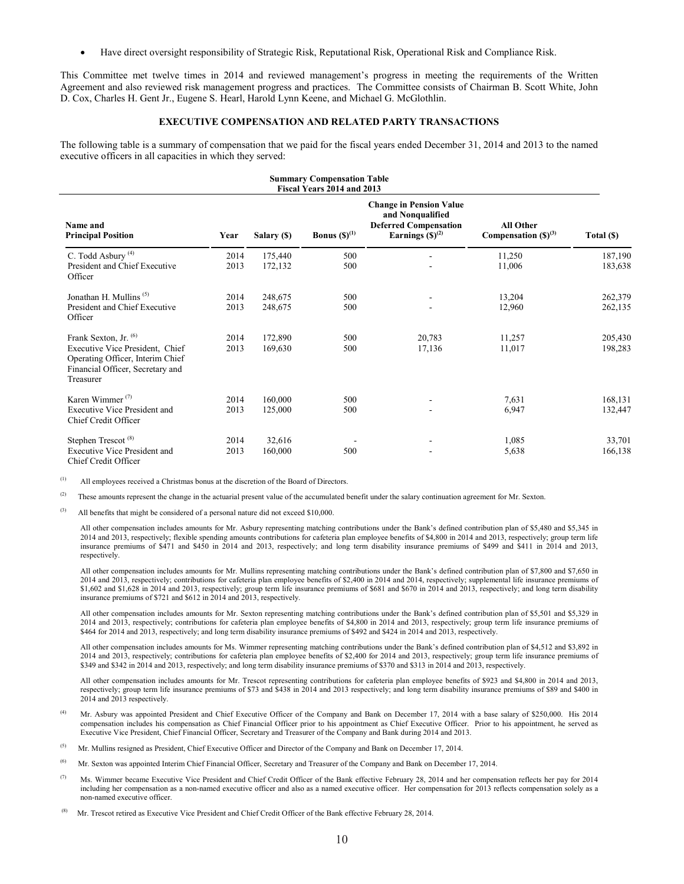- Have direct oversight responsibility of Strategic Risk, Reputational Risk, Operational Risk and Compliance Risk.

This Committee met twelve times in 2014 and reviewed management's progress in meeting the requirements of the Written Agreement and also reviewed risk management progress and practices. The Committee consists of Chairman B. Scott White, John D. Cox, Charles H. Gent Jr., Eugene S. Hearl, Harold Lynn Keene, and Michael G. McGlothlin.

## EXECUTIVE COMPENSATION AND RELATED PARTY TRANSACTIONS

The following table is a summary of compensation that we paid for the fiscal years ended December 31, 2014 and 2013 to the named executive officers in all capacities in which they served:

**Summary Compensation Table**
**Fiscal Years 2014 and 2013**

| Name and Principal Position | Year | Salary ($) | Bonus ($)[(1)] | Change in Pension Value and Nonqualified Deferred Compensation Earnings ($)[(2)] | All Other Compensation ($)[(3)] | Total ($) |
|---|---|---|---|---|---|---|
| C. Todd Asbury [(4)] | 2014 | 175,440 | 500 | - | 11,250 | 187,190 |
| President and Chief Executive Officer | 2013 | 172,132 | 500 | - | 11,006 | 183,638 |
| Jonathan H. Mullins [(5)] | 2014 | 248,675 | 500 | - | 13,204 | 262,379 |
| President and Chief Executive Officer | 2013 | 248,675 | 500 | - | 12,960 | 262,135 |
| Frank Sexton, Jr. [(6)] | 2014 | 172,890 | 500 | 20,783 | 11,257 | 205,430 |
| Executive Vice President, Chief Operating Officer, Interim Chief Financial Officer, Secretary and Treasurer | 2013 | 169,630 | 500 | 17,136 | 11,017 | 198,283 |
| Karen Wimmer [(7)] | 2014 | 160,000 | 500 | - | 7,631 | 168,131 |
| Executive Vice President and Chief Credit Officer | 2013 | 125,000 | 500 | - | 6,947 | 132,447 |
| Stephen Trescot [(8)] | 2014 | 32,616 | - | - | 1,085 | 33,701 |
| Executive Vice President and Chief Credit Officer | 2013 | 160,000 | 500 | - | 5,638 | 166,138 |

(1) All employees received a Christmas bonus at the discretion of the Board of Directors.

(2) These amounts represent the change in the actuarial present value of the accumulated benefit under the salary continuation agreement for Mr. Sexton.

(3) All benefits that might be considered of a personal nature did not exceed $10,000.

All other compensation includes amounts for Mr. Asbury representing matching contributions under the Bank's defined contribution plan of $5,480 and $5,345 in 2014 and 2013, respectively; flexible spending amounts contributions for cafeteria plan employee benefits of $4,800 in 2014 and 2013, respectively; group term life insurance premiums of $471 and $450 in 2014 and 2013, respectively; and long term disability insurance premiums of $499 and $411 in 2014 and 2013, respectively.

All other compensation includes amounts for Mr. Mullins representing matching contributions under the Bank's defined contribution plan of $7,800 and $7,650 in 2014 and 2013, respectively; contributions for cafeteria plan employee benefits of $2,400 in 2014 and 2014, respectively; supplemental life insurance premiums of $1,602 and $1,628 in 2014 and 2013, respectively; group term life insurance premiums of $681 and $670 in 2014 and 2013, respectively; and long term disability insurance premiums of $721 and $612 in 2014 and 2013, respectively.

All other compensation includes amounts for Mr. Sexton representing matching contributions under the Bank's defined contribution plan of $5,501 and $5,329 in 2014 and 2013, respectively; contributions for cafeteria plan employee benefits of $4,800 in 2014 and 2013, respectively; group term life insurance premiums of $464 for 2014 and 2013, respectively; and long term disability insurance premiums of $492 and $424 in 2014 and 2013, respectively.

All other compensation includes amounts for Ms. Wimmer representing matching contributions under the Bank's defined contribution plan of $4,512 and $3,892 in 2014 and 2013, respectively; contributions for cafeteria plan employee benefits of $2,400 for 2014 and 2013, respectively; group term life insurance premiums of $349 and $342 in 2014 and 2013, respectively; and long term disability insurance premiums of $370 and $313 in 2014 and 2013, respectively.

All other compensation includes amounts for Mr. Trescot representing contributions for cafeteria plan employee benefits of $923 and $4,800 in 2014 and 2013, respectively; group term life insurance premiums of $73 and $438 in 2014 and 2013 respectively; and long term disability insurance premiums of $89 and $400 in 2014 and 2013 respectively.

(4) Mr. Asbury was appointed President and Chief Executive Officer of the Company and Bank on December 17, 2014 with a base salary of $250,000. His 2014 compensation includes his compensation as Chief Financial Officer prior to his appointment as Chief Executive Officer. Prior to his appointment, he served as Executive Vice President, Chief Financial Officer, Secretary and Treasurer of the Company and Bank during 2014 and 2013.

(5) Mr. Mullins resigned as President, Chief Executive Officer and Director of the Company and Bank on December 17, 2014.

(6) Mr. Sexton was appointed Interim Chief Financial Officer, Secretary and Treasurer of the Company and Bank on December 17, 2014.

(7) Ms. Wimmer became Executive Vice President and Chief Credit Officer of the Bank effective February 28, 2014 and her compensation reflects her pay for 2014 including her compensation as a non-named executive officer and also as a named executive officer. Her compensation for 2013 reflects compensation solely as a non-named executive officer.

(8) Mr. Trescot retired as Executive Vice President and Chief Credit Officer of the Bank effective February 28, 2014.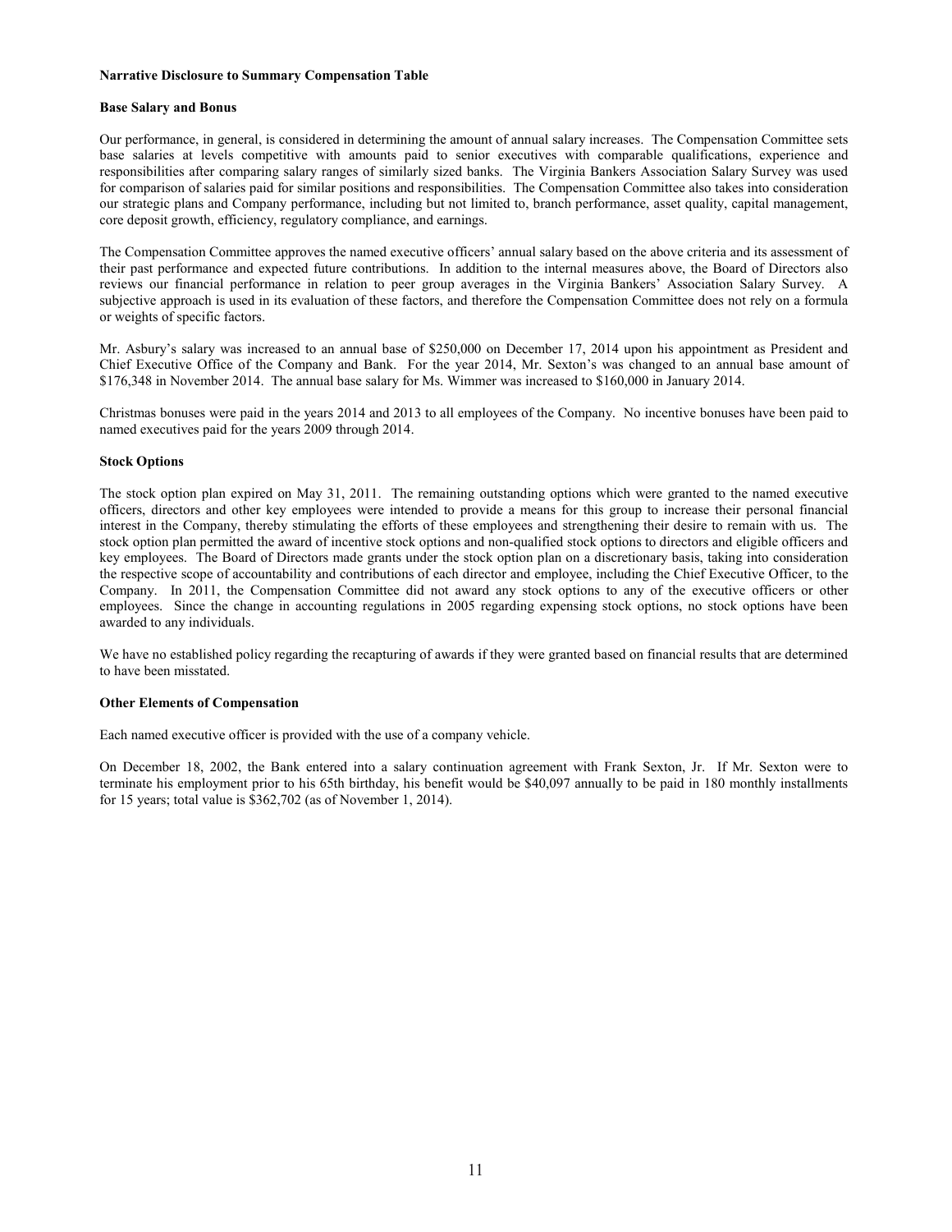**Narrative Disclosure to Summary Compensation Table**

**Base Salary and Bonus**

Our performance, in general, is considered in determining the amount of annual salary increases. The Compensation Committee sets base salaries at levels competitive with amounts paid to senior executives with comparable qualifications, experience and responsibilities after comparing salary ranges of similarly sized banks. The Virginia Bankers Association Salary Survey was used for comparison of salaries paid for similar positions and responsibilities. The Compensation Committee also takes into consideration our strategic plans and Company performance, including but not limited to, branch performance, asset quality, capital management, core deposit growth, efficiency, regulatory compliance, and earnings.

The Compensation Committee approves the named executive officers' annual salary based on the above criteria and its assessment of their past performance and expected future contributions. In addition to the internal measures above, the Board of Directors also reviews our financial performance in relation to peer group averages in the Virginia Bankers' Association Salary Survey. A subjective approach is used in its evaluation of these factors, and therefore the Compensation Committee does not rely on a formula or weights of specific factors.

Mr. Asbury's salary was increased to an annual base of $250,000 on December 17, 2014 upon his appointment as President and Chief Executive Office of the Company and Bank. For the year 2014, Mr. Sexton's was changed to an annual base amount of $176,348 in November 2014. The annual base salary for Ms. Wimmer was increased to $160,000 in January 2014.

Christmas bonuses were paid in the years 2014 and 2013 to all employees of the Company. No incentive bonuses have been paid to named executives paid for the years 2009 through 2014.

**Stock Options**

The stock option plan expired on May 31, 2011. The remaining outstanding options which were granted to the named executive officers, directors and other key employees were intended to provide a means for this group to increase their personal financial interest in the Company, thereby stimulating the efforts of these employees and strengthening their desire to remain with us. The stock option plan permitted the award of incentive stock options and non-qualified stock options to directors and eligible officers and key employees. The Board of Directors made grants under the stock option plan on a discretionary basis, taking into consideration the respective scope of accountability and contributions of each director and employee, including the Chief Executive Officer, to the Company. In 2011, the Compensation Committee did not award any stock options to any of the executive officers or other employees. Since the change in accounting regulations in 2005 regarding expensing stock options, no stock options have been awarded to any individuals.

We have no established policy regarding the recapturing of awards if they were granted based on financial results that are determined to have been misstated.

**Other Elements of Compensation**

Each named executive officer is provided with the use of a company vehicle.

On December 18, 2002, the Bank entered into a salary continuation agreement with Frank Sexton, Jr. If Mr. Sexton were to terminate his employment prior to his 65th birthday, his benefit would be $40,097 annually to be paid in 180 monthly installments for 15 years; total value is $362,702 (as of November 1, 2014).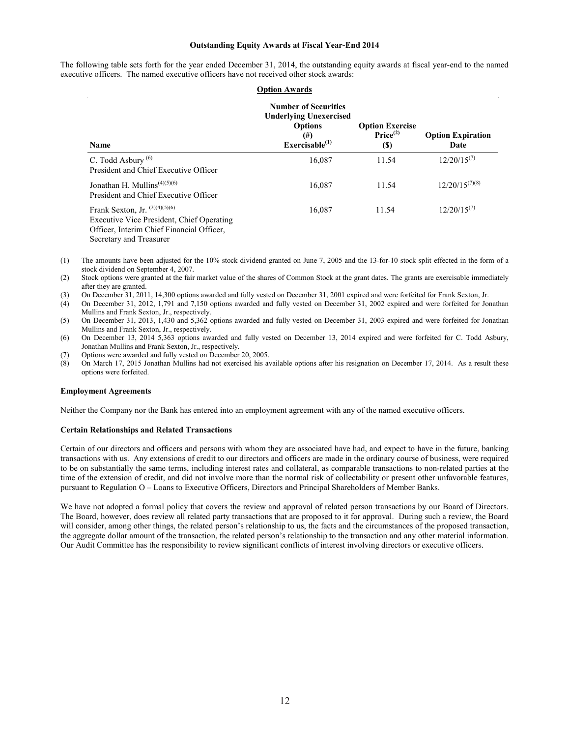**Outstanding Equity Awards at Fiscal Year-End 2014**

The following table sets forth for the year ended December 31, 2014, the outstanding equity awards at fiscal year-end to the named executive officers. The named executive officers have not received other stock awards:

| | **Option Awards** | | |
|---|---|---|---|
| **Name** | **Number of Securities Underlying Unexercised Options (#) Exercisable[(1)]** | **Option Exercise Price[(2)] ($)** | **Option Expiration Date** |
| C. Todd Asbury [(6)]<br>President and Chief Executive Officer | 16,087 | 11.54 | 12/20/15[(7)] |
| Jonathan H. Mullins[(4)(5)(6)]<br>President and Chief Executive Officer | 16,087 | 11.54 | 12/20/15[(7)(8)] |
| Frank Sexton, Jr. [(3)(4)(5)(6)]<br>Executive Vice President, Chief Operating Officer, Interim Chief Financial Officer, Secretary and Treasurer | 16,087 | 11.54 | 12/20/15[(7)] |

(1) The amounts have been adjusted for the 10% stock dividend granted on June 7, 2005 and the 13-for-10 stock split effected in the form of a stock dividend on September 4, 2007.

(2) Stock options were granted at the fair market value of the shares of Common Stock at the grant dates. The grants are exercisable immediately after they are granted.

(3) On December 31, 2011, 14,300 options awarded and fully vested on December 31, 2001 expired and were forfeited for Frank Sexton, Jr.

(4) On December 31, 2012, 1,791 and 7,150 options awarded and fully vested on December 31, 2002 expired and were forfeited for Jonathan Mullins and Frank Sexton, Jr., respectively.

(5) On December 31, 2013, 1,430 and 5,362 options awarded and fully vested on December 31, 2003 expired and were forfeited for Jonathan Mullins and Frank Sexton, Jr., respectively.

(6) On December 13, 2014 5,363 options awarded and fully vested on December 13, 2014 expired and were forfeited for C. Todd Asbury, Jonathan Mullins and Frank Sexton, Jr., respectively.

(7) Options were awarded and fully vested on December 20, 2005.

(8) On March 17, 2015 Jonathan Mullins had not exercised his available options after his resignation on December 17, 2014. As a result these options were forfeited.

**Employment Agreements**

Neither the Company nor the Bank has entered into an employment agreement with any of the named executive officers.

**Certain Relationships and Related Transactions**

Certain of our directors and officers and persons with whom they are associated have had, and expect to have in the future, banking transactions with us. Any extensions of credit to our directors and officers are made in the ordinary course of business, were required to be on substantially the same terms, including interest rates and collateral, as comparable transactions to non-related parties at the time of the extension of credit, and did not involve more than the normal risk of collectability or present other unfavorable features, pursuant to Regulation O – Loans to Executive Officers, Directors and Principal Shareholders of Member Banks.

We have not adopted a formal policy that covers the review and approval of related person transactions by our Board of Directors. The Board, however, does review all related party transactions that are proposed to it for approval. During such a review, the Board will consider, among other things, the related person's relationship to us, the facts and the circumstances of the proposed transaction, the aggregate dollar amount of the transaction, the related person's relationship to the transaction and any other material information. Our Audit Committee has the responsibility to review significant conflicts of interest involving directors or executive officers.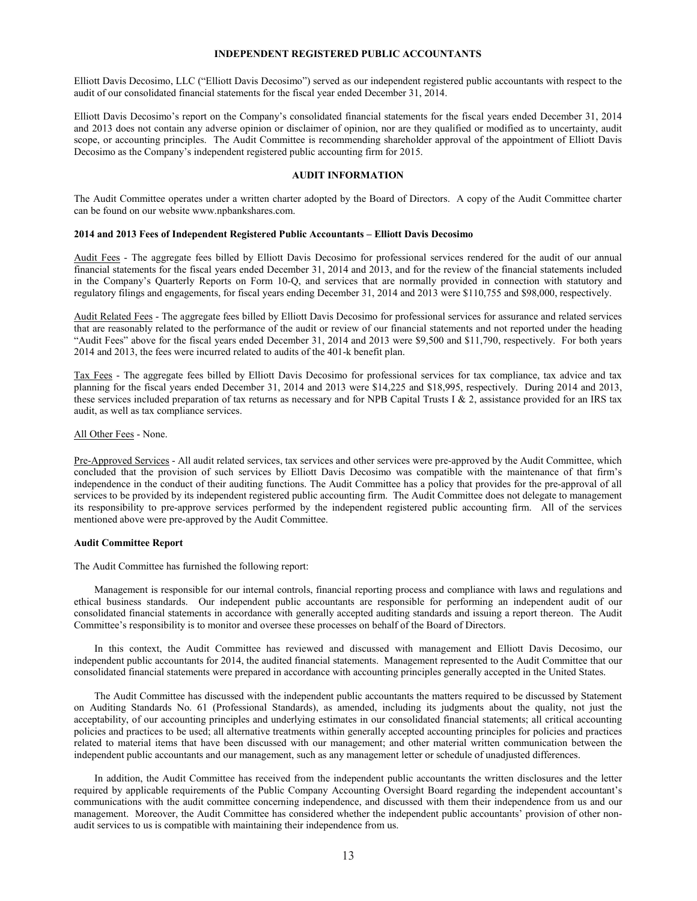## INDEPENDENT REGISTERED PUBLIC ACCOUNTANTS

Elliott Davis Decosimo, LLC ("Elliott Davis Decosimo") served as our independent registered public accountants with respect to the audit of our consolidated financial statements for the fiscal year ended December 31, 2014.

Elliott Davis Decosimo's report on the Company's consolidated financial statements for the fiscal years ended December 31, 2014 and 2013 does not contain any adverse opinion or disclaimer of opinion, nor are they qualified or modified as to uncertainty, audit scope, or accounting principles. The Audit Committee is recommending shareholder approval of the appointment of Elliott Davis Decosimo as the Company's independent registered public accounting firm for 2015.

## AUDIT INFORMATION

The Audit Committee operates under a written charter adopted by the Board of Directors. A copy of the Audit Committee charter can be found on our website www.npbankshares.com.

### 2014 and 2013 Fees of Independent Registered Public Accountants – Elliott Davis Decosimo

Audit Fees - The aggregate fees billed by Elliott Davis Decosimo for professional services rendered for the audit of our annual financial statements for the fiscal years ended December 31, 2014 and 2013, and for the review of the financial statements included in the Company's Quarterly Reports on Form 10-Q, and services that are normally provided in connection with statutory and regulatory filings and engagements, for fiscal years ending December 31, 2014 and 2013 were $110,755 and $98,000, respectively.

Audit Related Fees - The aggregate fees billed by Elliott Davis Decosimo for professional services for assurance and related services that are reasonably related to the performance of the audit or review of our financial statements and not reported under the heading "Audit Fees" above for the fiscal years ended December 31, 2014 and 2013 were $9,500 and $11,790, respectively. For both years 2014 and 2013, the fees were incurred related to audits of the 401-k benefit plan.

Tax Fees - The aggregate fees billed by Elliott Davis Decosimo for professional services for tax compliance, tax advice and tax planning for the fiscal years ended December 31, 2014 and 2013 were $14,225 and $18,995, respectively. During 2014 and 2013, these services included preparation of tax returns as necessary and for NPB Capital Trusts I & 2, assistance provided for an IRS tax audit, as well as tax compliance services.

All Other Fees - None.

Pre-Approved Services - All audit related services, tax services and other services were pre-approved by the Audit Committee, which concluded that the provision of such services by Elliott Davis Decosimo was compatible with the maintenance of that firm's independence in the conduct of their auditing functions. The Audit Committee has a policy that provides for the pre-approval of all services to be provided by its independent registered public accounting firm. The Audit Committee does not delegate to management its responsibility to pre-approve services performed by the independent registered public accounting firm. All of the services mentioned above were pre-approved by the Audit Committee.

### Audit Committee Report

The Audit Committee has furnished the following report:

Management is responsible for our internal controls, financial reporting process and compliance with laws and regulations and ethical business standards. Our independent public accountants are responsible for performing an independent audit of our consolidated financial statements in accordance with generally accepted auditing standards and issuing a report thereon. The Audit Committee's responsibility is to monitor and oversee these processes on behalf of the Board of Directors.

In this context, the Audit Committee has reviewed and discussed with management and Elliott Davis Decosimo, our independent public accountants for 2014, the audited financial statements. Management represented to the Audit Committee that our consolidated financial statements were prepared in accordance with accounting principles generally accepted in the United States.

The Audit Committee has discussed with the independent public accountants the matters required to be discussed by Statement on Auditing Standards No. 61 (Professional Standards), as amended, including its judgments about the quality, not just the acceptability, of our accounting principles and underlying estimates in our consolidated financial statements; all critical accounting policies and practices to be used; all alternative treatments within generally accepted accounting principles for policies and practices related to material items that have been discussed with our management; and other material written communication between the independent public accountants and our management, such as any management letter or schedule of unadjusted differences.

In addition, the Audit Committee has received from the independent public accountants the written disclosures and the letter required by applicable requirements of the Public Company Accounting Oversight Board regarding the independent accountant's communications with the audit committee concerning independence, and discussed with them their independence from us and our management. Moreover, the Audit Committee has considered whether the independent public accountants' provision of other non-audit services to us is compatible with maintaining their independence from us.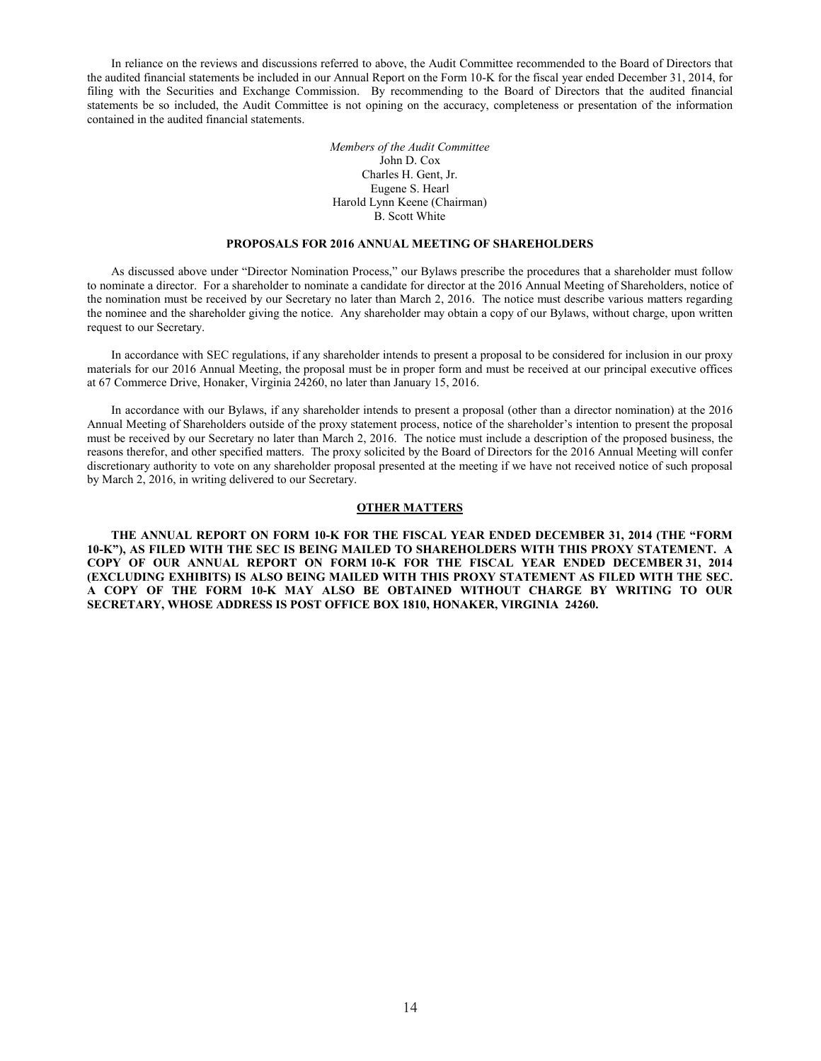In reliance on the reviews and discussions referred to above, the Audit Committee recommended to the Board of Directors that the audited financial statements be included in our Annual Report on the Form 10-K for the fiscal year ended December 31, 2014, for filing with the Securities and Exchange Commission. By recommending to the Board of Directors that the audited financial statements be so included, the Audit Committee is not opining on the accuracy, completeness or presentation of the information contained in the audited financial statements.

*Members of the Audit Committee*
John D. Cox
Charles H. Gent, Jr.
Eugene S. Hearl
Harold Lynn Keene (Chairman)
B. Scott White

## PROPOSALS FOR 2016 ANNUAL MEETING OF SHAREHOLDERS

As discussed above under "Director Nomination Process," our Bylaws prescribe the procedures that a shareholder must follow to nominate a director. For a shareholder to nominate a candidate for director at the 2016 Annual Meeting of Shareholders, notice of the nomination must be received by our Secretary no later than March 2, 2016. The notice must describe various matters regarding the nominee and the shareholder giving the notice. Any shareholder may obtain a copy of our Bylaws, without charge, upon written request to our Secretary.

In accordance with SEC regulations, if any shareholder intends to present a proposal to be considered for inclusion in our proxy materials for our 2016 Annual Meeting, the proposal must be in proper form and must be received at our principal executive offices at 67 Commerce Drive, Honaker, Virginia 24260, no later than January 15, 2016.

In accordance with our Bylaws, if any shareholder intends to present a proposal (other than a director nomination) at the 2016 Annual Meeting of Shareholders outside of the proxy statement process, notice of the shareholder's intention to present the proposal must be received by our Secretary no later than March 2, 2016. The notice must include a description of the proposed business, the reasons therefor, and other specified matters. The proxy solicited by the Board of Directors for the 2016 Annual Meeting will confer discretionary authority to vote on any shareholder proposal presented at the meeting if we have not received notice of such proposal by March 2, 2016, in writing delivered to our Secretary.

## OTHER MATTERS

**THE ANNUAL REPORT ON FORM 10-K FOR THE FISCAL YEAR ENDED DECEMBER 31, 2014 (THE "FORM 10-K"), AS FILED WITH THE SEC IS BEING MAILED TO SHAREHOLDERS WITH THIS PROXY STATEMENT. A COPY OF OUR ANNUAL REPORT ON FORM 10-K FOR THE FISCAL YEAR ENDED DECEMBER 31, 2014 (EXCLUDING EXHIBITS) IS ALSO BEING MAILED WITH THIS PROXY STATEMENT AS FILED WITH THE SEC. A COPY OF THE FORM 10-K MAY ALSO BE OBTAINED WITHOUT CHARGE BY WRITING TO OUR SECRETARY, WHOSE ADDRESS IS POST OFFICE BOX 1810, HONAKER, VIRGINIA 24260.**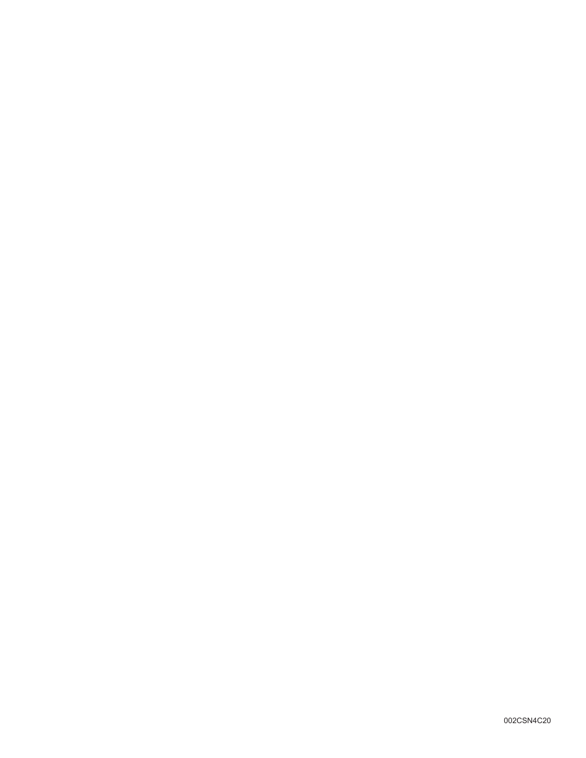002CSN4C20